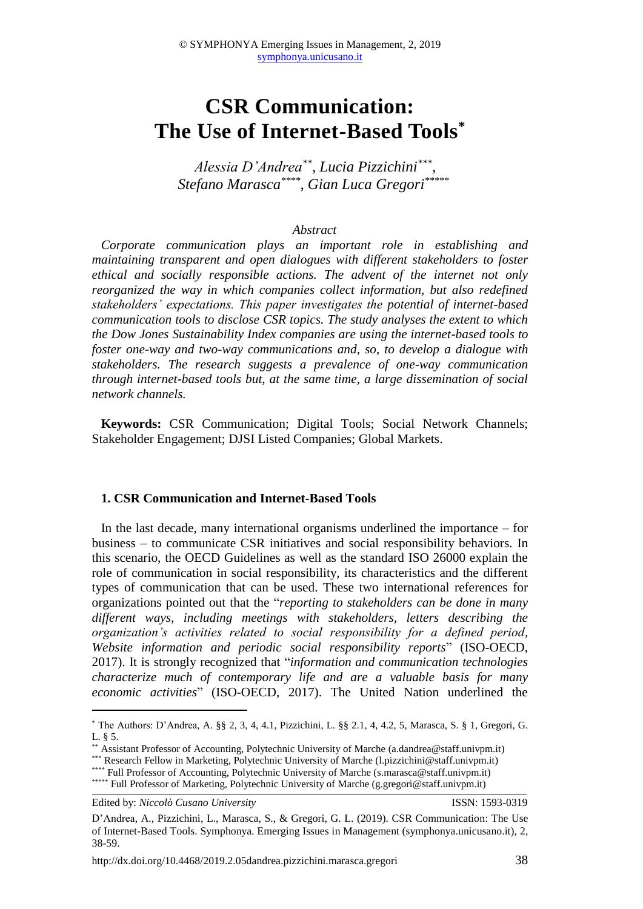# CSR Communication: The Use of Internet-Based Tools[*]

*Alessia D'Andrea[**], Lucia Pizzichini[***], Stefano Marasca[****], Gian Luca Gregori[*****]*

*Abstract*

*Corporate communication plays an important role in establishing and maintaining transparent and open dialogues with different stakeholders to foster ethical and socially responsible actions. The advent of the internet not only reorganized the way in which companies collect information, but also redefined stakeholders' expectations. This paper investigates the potential of internet-based communication tools to disclose CSR topics. The study analyses the extent to which the Dow Jones Sustainability Index companies are using the internet-based tools to foster one-way and two-way communications and, so, to develop a dialogue with stakeholders. The research suggests a prevalence of one-way communication through internet-based tools but, at the same time, a large dissemination of social network channels.*

**Keywords:** CSR Communication; Digital Tools; Social Network Channels; Stakeholder Engagement; DJSI Listed Companies; Global Markets.

## 1. CSR Communication and Internet-Based Tools

In the last decade, many international organisms underlined the importance – for business – to communicate CSR initiatives and social responsibility behaviors. In this scenario, the OECD Guidelines as well as the standard ISO 26000 explain the role of communication in social responsibility, its characteristics and the different types of communication that can be used. These two international references for organizations pointed out that the "*reporting to stakeholders can be done in many different ways, including meetings with stakeholders, letters describing the organization's activities related to social responsibility for a defined period, Website information and periodic social responsibility reports*" (ISO-OECD, 2017). It is strongly recognized that "*information and communication technologies characterize much of contemporary life and are a valuable basis for many economic activities*" (ISO-OECD, 2017). The United Nation underlined the

---

[*] The Authors: D'Andrea, A. §§ 2, 3, 4, 4.1, Pizzichini, L. §§ 2.1, 4, 4.2, 5, Marasca, S. § 1, Gregori, G. L. § 5.

[**] Assistant Professor of Accounting, Polytechnic University of Marche (a.dandrea@staff.univpm.it)

[***] Research Fellow in Marketing, Polytechnic University of Marche (l.pizzichini@staff.univpm.it)

[****] Full Professor of Accounting, Polytechnic University of Marche (s.marasca@staff.univpm.it)

[*****] Full Professor of Marketing, Polytechnic University of Marche (g.gregori@staff.univpm.it)

Edited by: *Niccolò Cusano University* ISSN: 1593-0319

D'Andrea, A., Pizzichini, L., Marasca, S., & Gregori, G. L. (2019). CSR Communication: The Use of Internet-Based Tools. Symphonya. Emerging Issues in Management (symphonya.unicusano.it), 2, 38-59.

http://dx.doi.org/10.4468/2019.2.05dandrea.pizzichini.marasca.gregori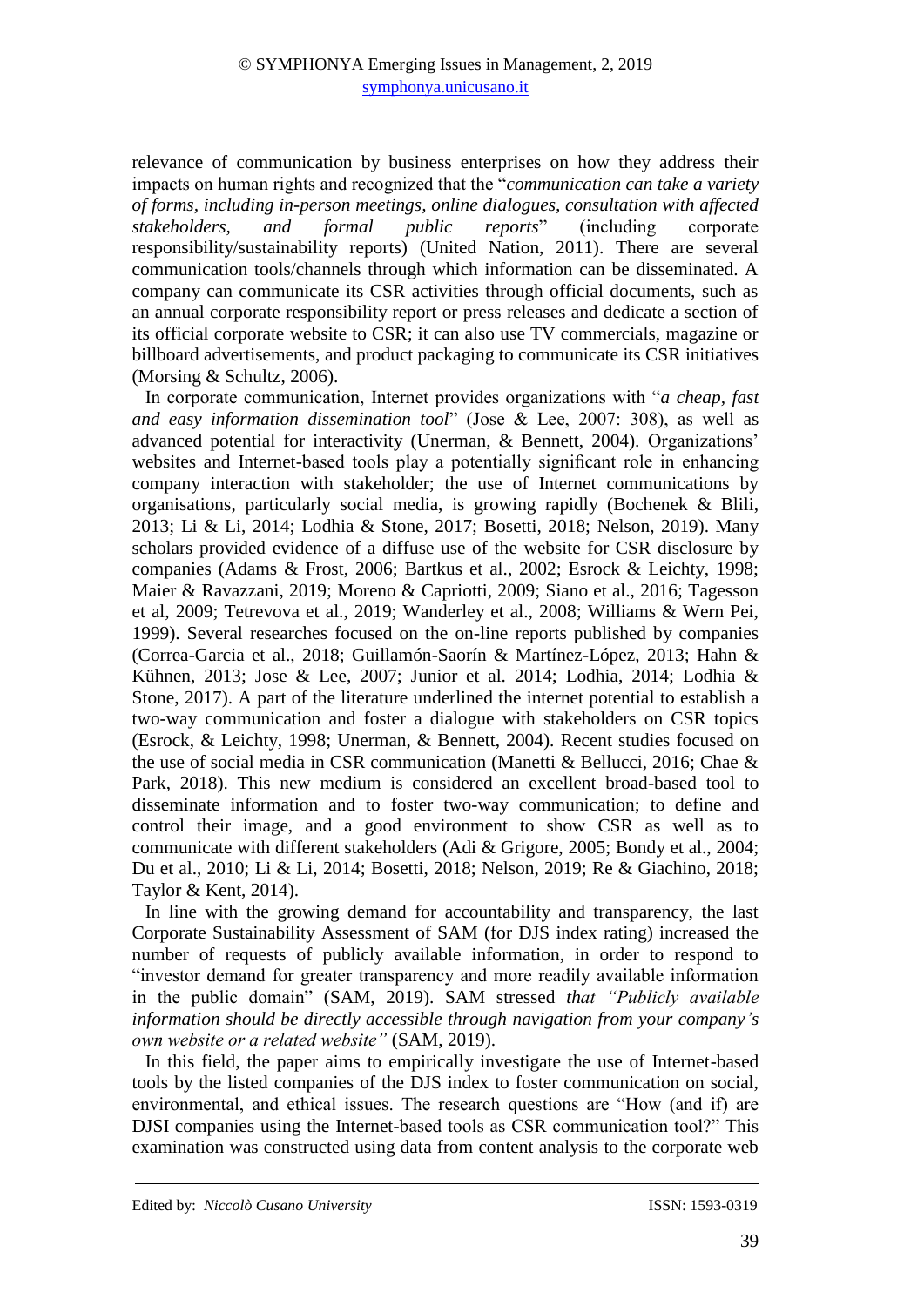relevance of communication by business enterprises on how they address their impacts on human rights and recognized that the "*communication can take a variety of forms, including in-person meetings, online dialogues, consultation with affected stakeholders, and formal public reports*" (including corporate responsibility/sustainability reports) (United Nation, 2011). There are several communication tools/channels through which information can be disseminated. A company can communicate its CSR activities through official documents, such as an annual corporate responsibility report or press releases and dedicate a section of its official corporate website to CSR; it can also use TV commercials, magazine or billboard advertisements, and product packaging to communicate its CSR initiatives (Morsing & Schultz, 2006).

In corporate communication, Internet provides organizations with "*a cheap, fast and easy information dissemination tool*" (Jose & Lee, 2007: 308), as well as advanced potential for interactivity (Unerman, & Bennett, 2004). Organizations' websites and Internet-based tools play a potentially significant role in enhancing company interaction with stakeholder; the use of Internet communications by organisations, particularly social media, is growing rapidly (Bochenek & Blili, 2013; Li & Li, 2014; Lodhia & Stone, 2017; Bosetti, 2018; Nelson, 2019). Many scholars provided evidence of a diffuse use of the website for CSR disclosure by companies (Adams & Frost, 2006; Bartkus et al., 2002; Esrock & Leichty, 1998; Maier & Ravazzani, 2019; Moreno & Capriotti, 2009; Siano et al., 2016; Tagesson et al, 2009; Tetrevova et al., 2019; Wanderley et al., 2008; Williams & Wern Pei, 1999). Several researches focused on the on-line reports published by companies (Correa-Garcia et al., 2018; Guillamón-Saorín & Martínez-López, 2013; Hahn & Kühnen, 2013; Jose & Lee, 2007; Junior et al. 2014; Lodhia, 2014; Lodhia & Stone, 2017). A part of the literature underlined the internet potential to establish a two-way communication and foster a dialogue with stakeholders on CSR topics (Esrock, & Leichty, 1998; Unerman, & Bennett, 2004). Recent studies focused on the use of social media in CSR communication (Manetti & Bellucci, 2016; Chae & Park, 2018). This new medium is considered an excellent broad-based tool to disseminate information and to foster two-way communication; to define and control their image, and a good environment to show CSR as well as to communicate with different stakeholders (Adi & Grigore, 2005; Bondy et al., 2004; Du et al., 2010; Li & Li, 2014; Bosetti, 2018; Nelson, 2019; Re & Giachino, 2018; Taylor & Kent, 2014).

In line with the growing demand for accountability and transparency, the last Corporate Sustainability Assessment of SAM (for DJS index rating) increased the number of requests of publicly available information, in order to respond to "investor demand for greater transparency and more readily available information in the public domain" (SAM, 2019). SAM stressed *that "Publicly available information should be directly accessible through navigation from your company's own website or a related website"* (SAM, 2019).

In this field, the paper aims to empirically investigate the use of Internet-based tools by the listed companies of the DJS index to foster communication on social, environmental, and ethical issues. The research questions are "How (and if) are DJSI companies using the Internet-based tools as CSR communication tool?" This examination was constructed using data from content analysis to the corporate web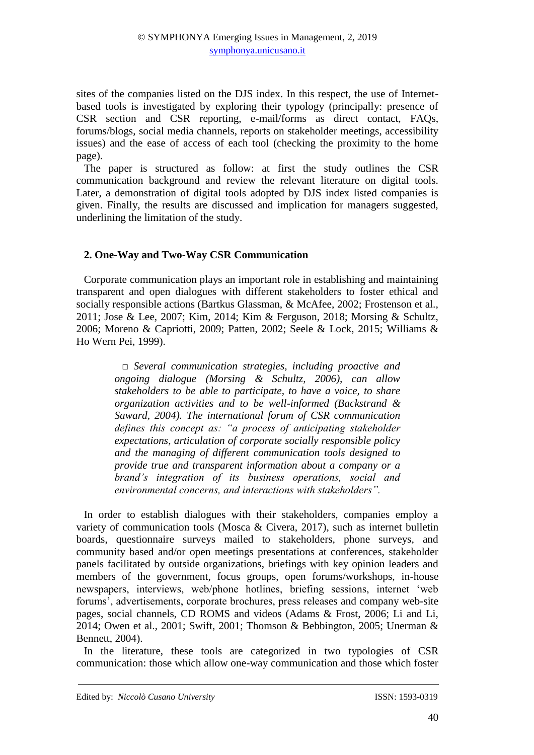sites of the companies listed on the DJS index. In this respect, the use of Internet-based tools is investigated by exploring their typology (principally: presence of CSR section and CSR reporting, e-mail/forms as direct contact, FAQs, forums/blogs, social media channels, reports on stakeholder meetings, accessibility issues) and the ease of access of each tool (checking the proximity to the home page).

The paper is structured as follow: at first the study outlines the CSR communication background and review the relevant literature on digital tools. Later, a demonstration of digital tools adopted by DJS index listed companies is given. Finally, the results are discussed and implication for managers suggested, underlining the limitation of the study.

## 2. One-Way and Two-Way CSR Communication

Corporate communication plays an important role in establishing and maintaining transparent and open dialogues with different stakeholders to foster ethical and socially responsible actions (Bartkus Glassman, & McAfee, 2002; Frostenson et al., 2011; Jose & Lee, 2007; Kim, 2014; Kim & Ferguson, 2018; Morsing & Schultz, 2006; Moreno & Capriotti, 2009; Patten, 2002; Seele & Lock, 2015; Williams & Ho Wern Pei, 1999).

> □ *Several communication strategies, including proactive and ongoing dialogue (Morsing & Schultz, 2006), can allow stakeholders to be able to participate, to have a voice, to share organization activities and to be well-informed (Backstrand & Saward, 2004). The international forum of CSR communication defines this concept as: "a process of anticipating stakeholder expectations, articulation of corporate socially responsible policy and the managing of different communication tools designed to provide true and transparent information about a company or a brand's integration of its business operations, social and environmental concerns, and interactions with stakeholders".*

In order to establish dialogues with their stakeholders, companies employ a variety of communication tools (Mosca & Civera, 2017), such as internet bulletin boards, questionnaire surveys mailed to stakeholders, phone surveys, and community based and/or open meetings presentations at conferences, stakeholder panels facilitated by outside organizations, briefings with key opinion leaders and members of the government, focus groups, open forums/workshops, in-house newspapers, interviews, web/phone hotlines, briefing sessions, internet 'web forums', advertisements, corporate brochures, press releases and company web-site pages, social channels, CD ROMS and videos (Adams & Frost, 2006; Li and Li, 2014; Owen et al., 2001; Swift, 2001; Thomson & Bebbington, 2005; Unerman & Bennett, 2004).

In the literature, these tools are categorized in two typologies of CSR communication: those which allow one-way communication and those which foster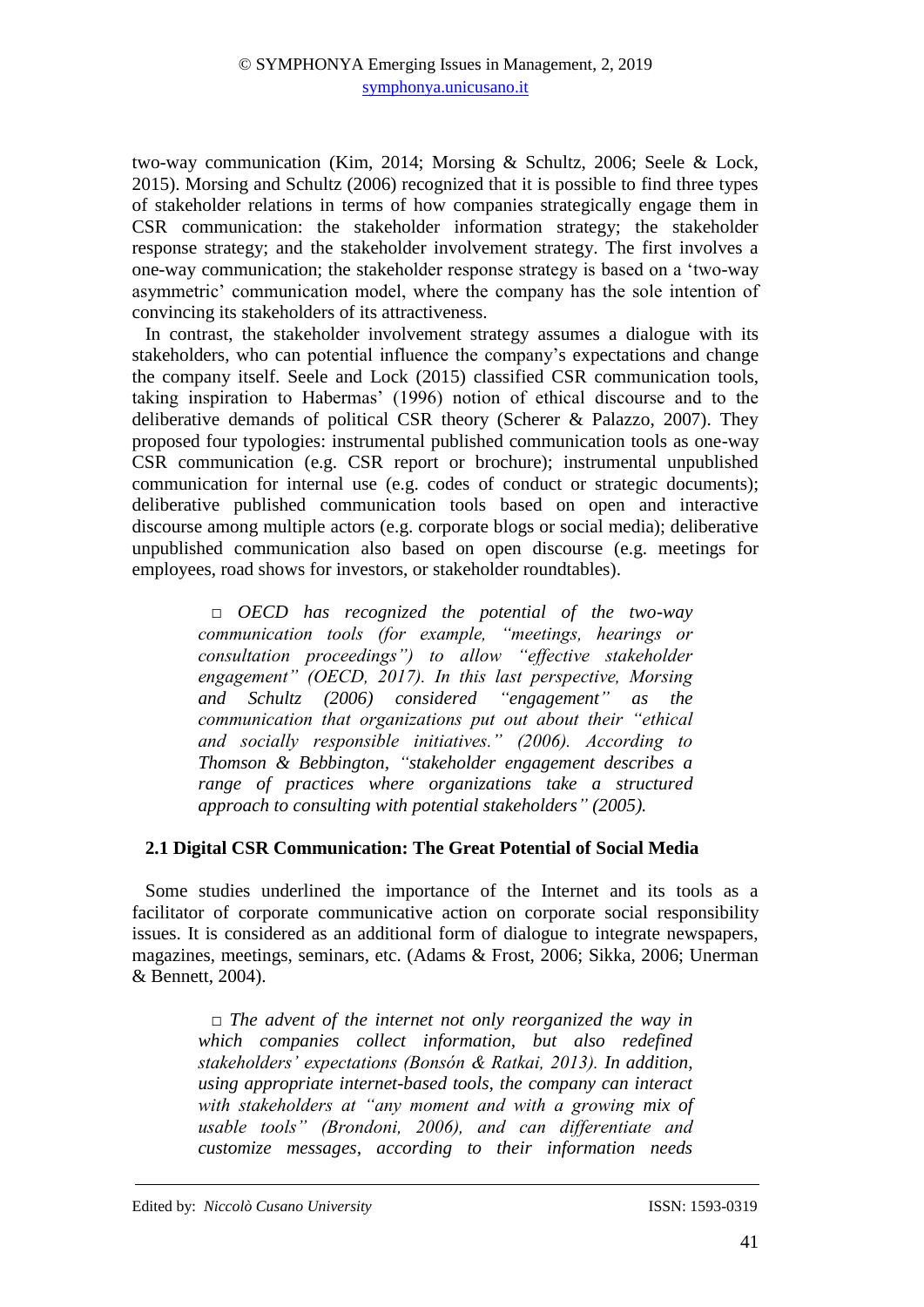two-way communication (Kim, 2014; Morsing & Schultz, 2006; Seele & Lock, 2015). Morsing and Schultz (2006) recognized that it is possible to find three types of stakeholder relations in terms of how companies strategically engage them in CSR communication: the stakeholder information strategy; the stakeholder response strategy; and the stakeholder involvement strategy. The first involves a one-way communication; the stakeholder response strategy is based on a 'two-way asymmetric' communication model, where the company has the sole intention of convincing its stakeholders of its attractiveness.

In contrast, the stakeholder involvement strategy assumes a dialogue with its stakeholders, who can potential influence the company's expectations and change the company itself. Seele and Lock (2015) classified CSR communication tools, taking inspiration to Habermas' (1996) notion of ethical discourse and to the deliberative demands of political CSR theory (Scherer & Palazzo, 2007). They proposed four typologies: instrumental published communication tools as one-way CSR communication (e.g. CSR report or brochure); instrumental unpublished communication for internal use (e.g. codes of conduct or strategic documents); deliberative published communication tools based on open and interactive discourse among multiple actors (e.g. corporate blogs or social media); deliberative unpublished communication also based on open discourse (e.g. meetings for employees, road shows for investors, or stakeholder roundtables).

> □ *OECD has recognized the potential of the two-way communication tools (for example, "meetings, hearings or consultation proceedings") to allow "effective stakeholder engagement" (OECD, 2017). In this last perspective, Morsing and Schultz (2006) considered "engagement" as the communication that organizations put out about their "ethical and socially responsible initiatives." (2006). According to Thomson & Bebbington, "stakeholder engagement describes a range of practices where organizations take a structured approach to consulting with potential stakeholders" (2005).*

### 2.1 Digital CSR Communication: The Great Potential of Social Media

Some studies underlined the importance of the Internet and its tools as a facilitator of corporate communicative action on corporate social responsibility issues. It is considered as an additional form of dialogue to integrate newspapers, magazines, meetings, seminars, etc. (Adams & Frost, 2006; Sikka, 2006; Unerman & Bennett, 2004).

> □ *The advent of the internet not only reorganized the way in which companies collect information, but also redefined stakeholders' expectations (Bonsón & Ratkai, 2013). In addition, using appropriate internet-based tools, the company can interact with stakeholders at "any moment and with a growing mix of usable tools" (Brondoni, 2006), and can differentiate and customize messages, according to their information needs*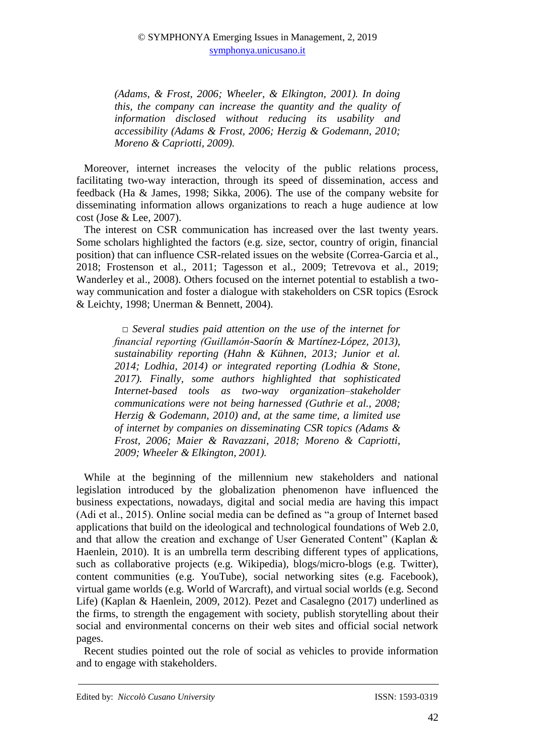*(Adams, & Frost, 2006; Wheeler, & Elkington, 2001). In doing this, the company can increase the quantity and the quality of information disclosed without reducing its usability and accessibility (Adams & Frost, 2006; Herzig & Godemann, 2010; Moreno & Capriotti, 2009).*

Moreover, internet increases the velocity of the public relations process, facilitating two-way interaction, through its speed of dissemination, access and feedback (Ha & James, 1998; Sikka, 2006). The use of the company website for disseminating information allows organizations to reach a huge audience at low cost (Jose & Lee, 2007).

The interest on CSR communication has increased over the last twenty years. Some scholars highlighted the factors (e.g. size, sector, country of origin, financial position) that can influence CSR-related issues on the website (Correa-Garcia et al., 2018; Frostenson et al., 2011; Tagesson et al., 2009; Tetrevova et al., 2019; Wanderley et al., 2008). Others focused on the internet potential to establish a two-way communication and foster a dialogue with stakeholders on CSR topics (Esrock & Leichty, 1998; Unerman & Bennett, 2004).

*□ Several studies paid attention on the use of the internet for financial reporting (Guillamón-Saorín & Martínez-López, 2013), sustainability reporting (Hahn & Kühnen, 2013; Junior et al. 2014; Lodhia, 2014) or integrated reporting (Lodhia & Stone, 2017). Finally, some authors highlighted that sophisticated Internet-based tools as two-way organization–stakeholder communications were not being harnessed (Guthrie et al., 2008; Herzig & Godemann, 2010) and, at the same time, a limited use of internet by companies on disseminating CSR topics (Adams & Frost, 2006; Maier & Ravazzani, 2018; Moreno & Capriotti, 2009; Wheeler & Elkington, 2001).*

While at the beginning of the millennium new stakeholders and national legislation introduced by the globalization phenomenon have influenced the business expectations, nowadays, digital and social media are having this impact (Adi et al., 2015). Online social media can be defined as "a group of Internet based applications that build on the ideological and technological foundations of Web 2.0, and that allow the creation and exchange of User Generated Content" (Kaplan & Haenlein, 2010). It is an umbrella term describing different types of applications, such as collaborative projects (e.g. Wikipedia), blogs/micro-blogs (e.g. Twitter), content communities (e.g. YouTube), social networking sites (e.g. Facebook), virtual game worlds (e.g. World of Warcraft), and virtual social worlds (e.g. Second Life) (Kaplan & Haenlein, 2009, 2012). Pezet and Casalegno (2017) underlined as the firms, to strength the engagement with society, publish storytelling about their social and environmental concerns on their web sites and official social network pages.

Recent studies pointed out the role of social as vehicles to provide information and to engage with stakeholders.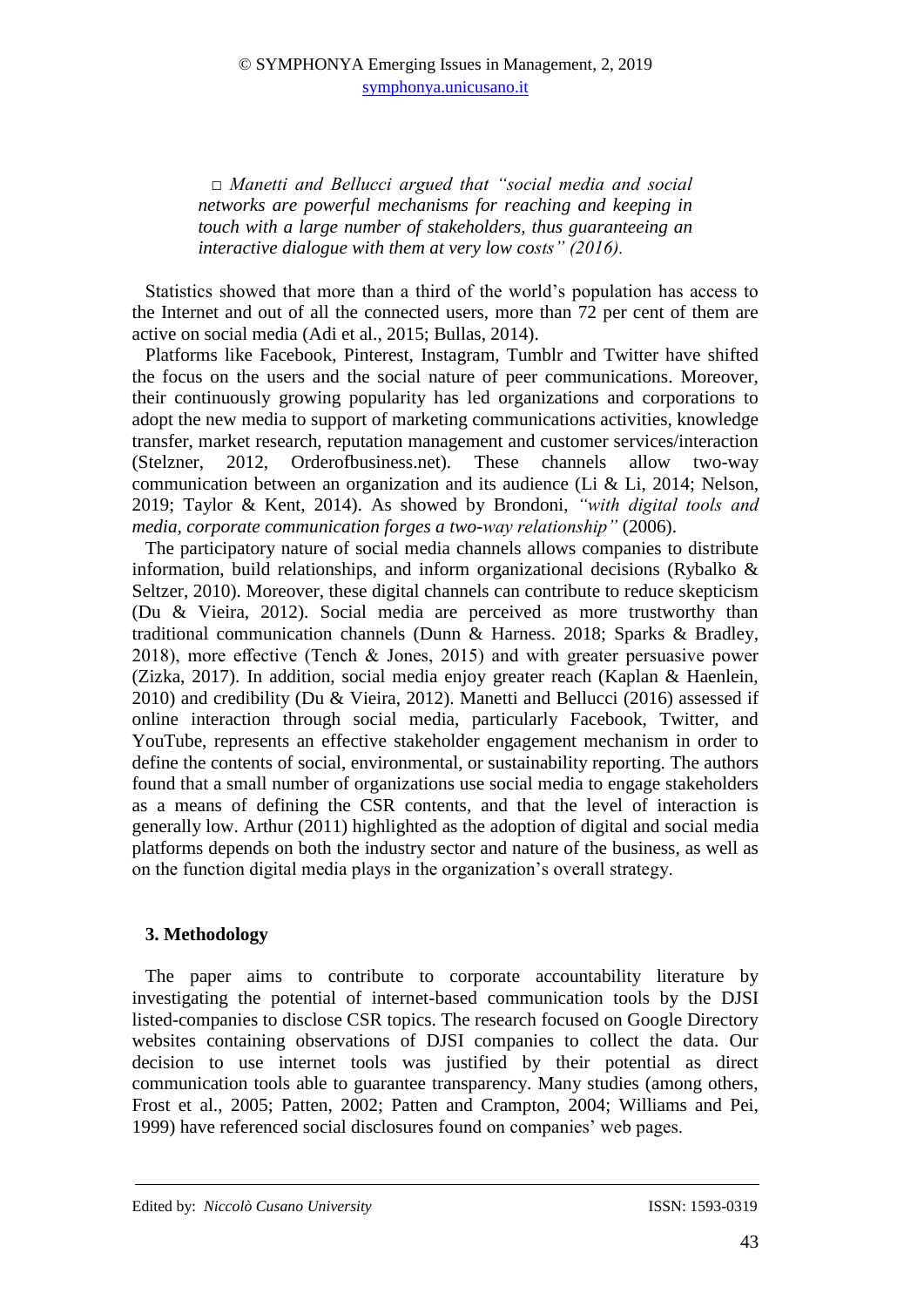□ *Manetti and Bellucci argued that "social media and social networks are powerful mechanisms for reaching and keeping in touch with a large number of stakeholders, thus guaranteeing an interactive dialogue with them at very low costs" (2016).*

Statistics showed that more than a third of the world's population has access to the Internet and out of all the connected users, more than 72 per cent of them are active on social media (Adi et al., 2015; Bullas, 2014).

Platforms like Facebook, Pinterest, Instagram, Tumblr and Twitter have shifted the focus on the users and the social nature of peer communications. Moreover, their continuously growing popularity has led organizations and corporations to adopt the new media to support of marketing communications activities, knowledge transfer, market research, reputation management and customer services/interaction (Stelzner, 2012, Orderofbusiness.net). These channels allow two-way communication between an organization and its audience (Li & Li, 2014; Nelson, 2019; Taylor & Kent, 2014). As showed by Brondoni, *"with digital tools and media, corporate communication forges a two-way relationship"* (2006).

The participatory nature of social media channels allows companies to distribute information, build relationships, and inform organizational decisions (Rybalko & Seltzer, 2010). Moreover, these digital channels can contribute to reduce skepticism (Du & Vieira, 2012). Social media are perceived as more trustworthy than traditional communication channels (Dunn & Harness. 2018; Sparks & Bradley, 2018), more effective (Tench & Jones, 2015) and with greater persuasive power (Zizka, 2017). In addition, social media enjoy greater reach (Kaplan & Haenlein, 2010) and credibility (Du & Vieira, 2012). Manetti and Bellucci (2016) assessed if online interaction through social media, particularly Facebook, Twitter, and YouTube, represents an effective stakeholder engagement mechanism in order to define the contents of social, environmental, or sustainability reporting. The authors found that a small number of organizations use social media to engage stakeholders as a means of defining the CSR contents, and that the level of interaction is generally low. Arthur (2011) highlighted as the adoption of digital and social media platforms depends on both the industry sector and nature of the business, as well as on the function digital media plays in the organization's overall strategy.

## 3. Methodology

The paper aims to contribute to corporate accountability literature by investigating the potential of internet-based communication tools by the DJSI listed-companies to disclose CSR topics. The research focused on Google Directory websites containing observations of DJSI companies to collect the data. Our decision to use internet tools was justified by their potential as direct communication tools able to guarantee transparency. Many studies (among others, Frost et al., 2005; Patten, 2002; Patten and Crampton, 2004; Williams and Pei, 1999) have referenced social disclosures found on companies' web pages.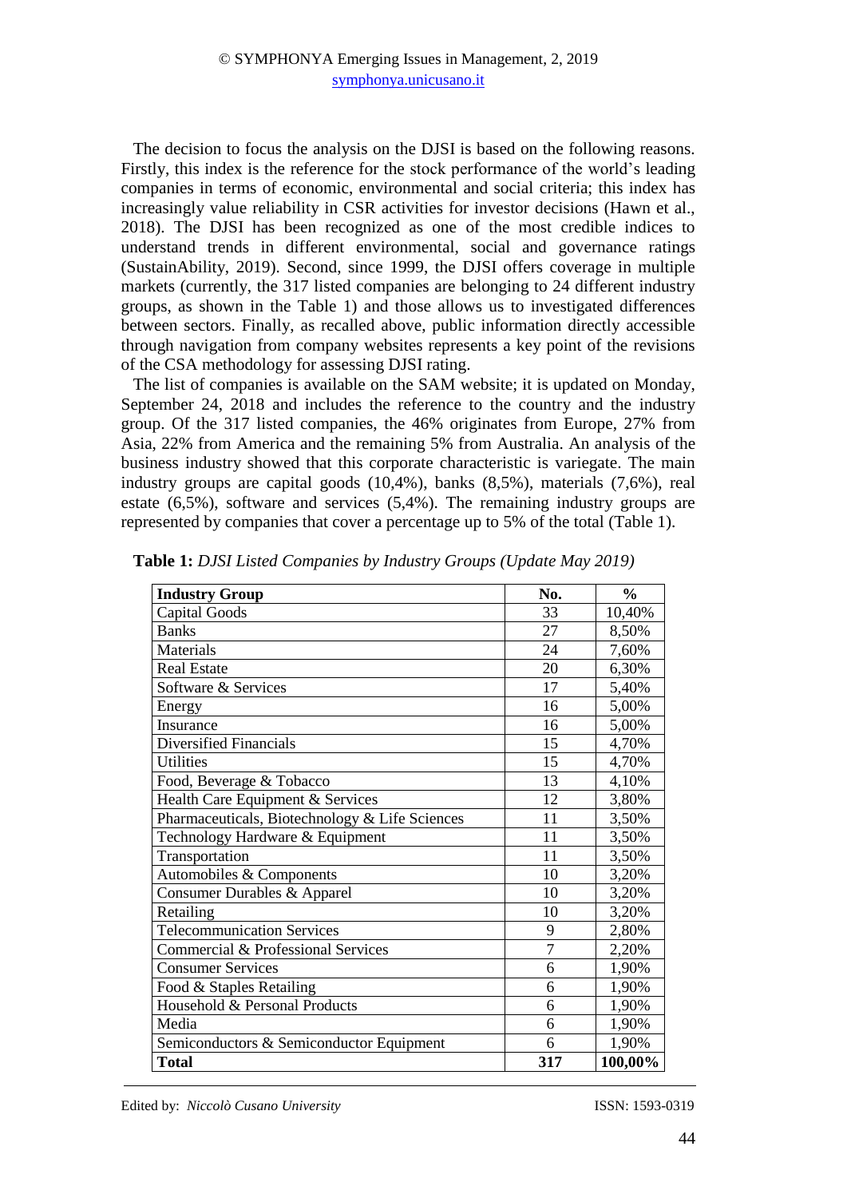The decision to focus the analysis on the DJSI is based on the following reasons. Firstly, this index is the reference for the stock performance of the world's leading companies in terms of economic, environmental and social criteria; this index has increasingly value reliability in CSR activities for investor decisions (Hawn et al., 2018). The DJSI has been recognized as one of the most credible indices to understand trends in different environmental, social and governance ratings (SustainAbility, 2019). Second, since 1999, the DJSI offers coverage in multiple markets (currently, the 317 listed companies are belonging to 24 different industry groups, as shown in the Table 1) and those allows us to investigated differences between sectors. Finally, as recalled above, public information directly accessible through navigation from company websites represents a key point of the revisions of the CSA methodology for assessing DJSI rating.

The list of companies is available on the SAM website; it is updated on Monday, September 24, 2018 and includes the reference to the country and the industry group. Of the 317 listed companies, the 46% originates from Europe, 27% from Asia, 22% from America and the remaining 5% from Australia. An analysis of the business industry showed that this corporate characteristic is variegate. The main industry groups are capital goods (10,4%), banks (8,5%), materials (7,6%), real estate (6,5%), software and services (5,4%). The remaining industry groups are represented by companies that cover a percentage up to 5% of the total (Table 1).

**Table 1:** *DJSI Listed Companies by Industry Groups (Update May 2019)*

| **Industry Group** | **No.** | **%** |
|---|---|---|
| Capital Goods | 33 | 10,40% |
| Banks | 27 | 8,50% |
| Materials | 24 | 7,60% |
| Real Estate | 20 | 6,30% |
| Software & Services | 17 | 5,40% |
| Energy | 16 | 5,00% |
| Insurance | 16 | 5,00% |
| Diversified Financials | 15 | 4,70% |
| Utilities | 15 | 4,70% |
| Food, Beverage & Tobacco | 13 | 4,10% |
| Health Care Equipment & Services | 12 | 3,80% |
| Pharmaceuticals, Biotechnology & Life Sciences | 11 | 3,50% |
| Technology Hardware & Equipment | 11 | 3,50% |
| Transportation | 11 | 3,50% |
| Automobiles & Components | 10 | 3,20% |
| Consumer Durables & Apparel | 10 | 3,20% |
| Retailing | 10 | 3,20% |
| Telecommunication Services | 9 | 2,80% |
| Commercial & Professional Services | 7 | 2,20% |
| Consumer Services | 6 | 1,90% |
| Food & Staples Retailing | 6 | 1,90% |
| Household & Personal Products | 6 | 1,90% |
| Media | 6 | 1,90% |
| Semiconductors & Semiconductor Equipment | 6 | 1,90% |
| **Total** | **317** | **100,00%** |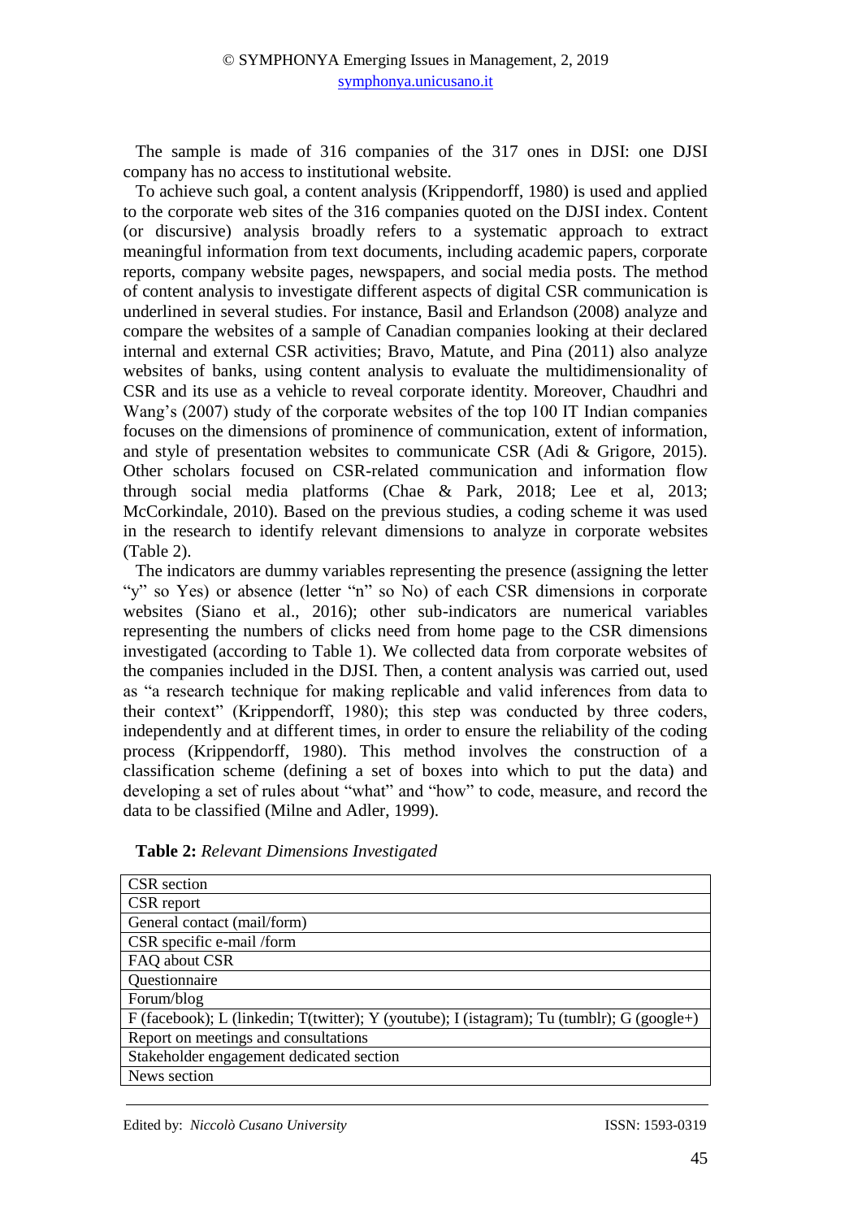The sample is made of 316 companies of the 317 ones in DJSI: one DJSI company has no access to institutional website.

To achieve such goal, a content analysis (Krippendorff, 1980) is used and applied to the corporate web sites of the 316 companies quoted on the DJSI index. Content (or discursive) analysis broadly refers to a systematic approach to extract meaningful information from text documents, including academic papers, corporate reports, company website pages, newspapers, and social media posts. The method of content analysis to investigate different aspects of digital CSR communication is underlined in several studies. For instance, Basil and Erlandson (2008) analyze and compare the websites of a sample of Canadian companies looking at their declared internal and external CSR activities; Bravo, Matute, and Pina (2011) also analyze websites of banks, using content analysis to evaluate the multidimensionality of CSR and its use as a vehicle to reveal corporate identity. Moreover, Chaudhri and Wang's (2007) study of the corporate websites of the top 100 IT Indian companies focuses on the dimensions of prominence of communication, extent of information, and style of presentation websites to communicate CSR (Adi & Grigore, 2015). Other scholars focused on CSR-related communication and information flow through social media platforms (Chae & Park, 2018; Lee et al, 2013; McCorkindale, 2010). Based on the previous studies, a coding scheme it was used in the research to identify relevant dimensions to analyze in corporate websites (Table 2).

The indicators are dummy variables representing the presence (assigning the letter "y" so Yes) or absence (letter "n" so No) of each CSR dimensions in corporate websites (Siano et al., 2016); other sub-indicators are numerical variables representing the numbers of clicks need from home page to the CSR dimensions investigated (according to Table 1). We collected data from corporate websites of the companies included in the DJSI. Then, a content analysis was carried out, used as "a research technique for making replicable and valid inferences from data to their context" (Krippendorff, 1980); this step was conducted by three coders, independently and at different times, in order to ensure the reliability of the coding process (Krippendorff, 1980). This method involves the construction of a classification scheme (defining a set of boxes into which to put the data) and developing a set of rules about "what" and "how" to code, measure, and record the data to be classified (Milne and Adler, 1999).

**Table 2:** *Relevant Dimensions Investigated*

| CSR section |
|---|
| CSR report |
| General contact (mail/form) |
| CSR specific e-mail /form |
| FAQ about CSR |
| Questionnaire |
| Forum/blog |
| F (facebook); L (linkedin; T(twitter); Y (youtube); I (istagram); Tu (tumblr); G (google+) |
| Report on meetings and consultations |
| Stakeholder engagement dedicated section |
| News section |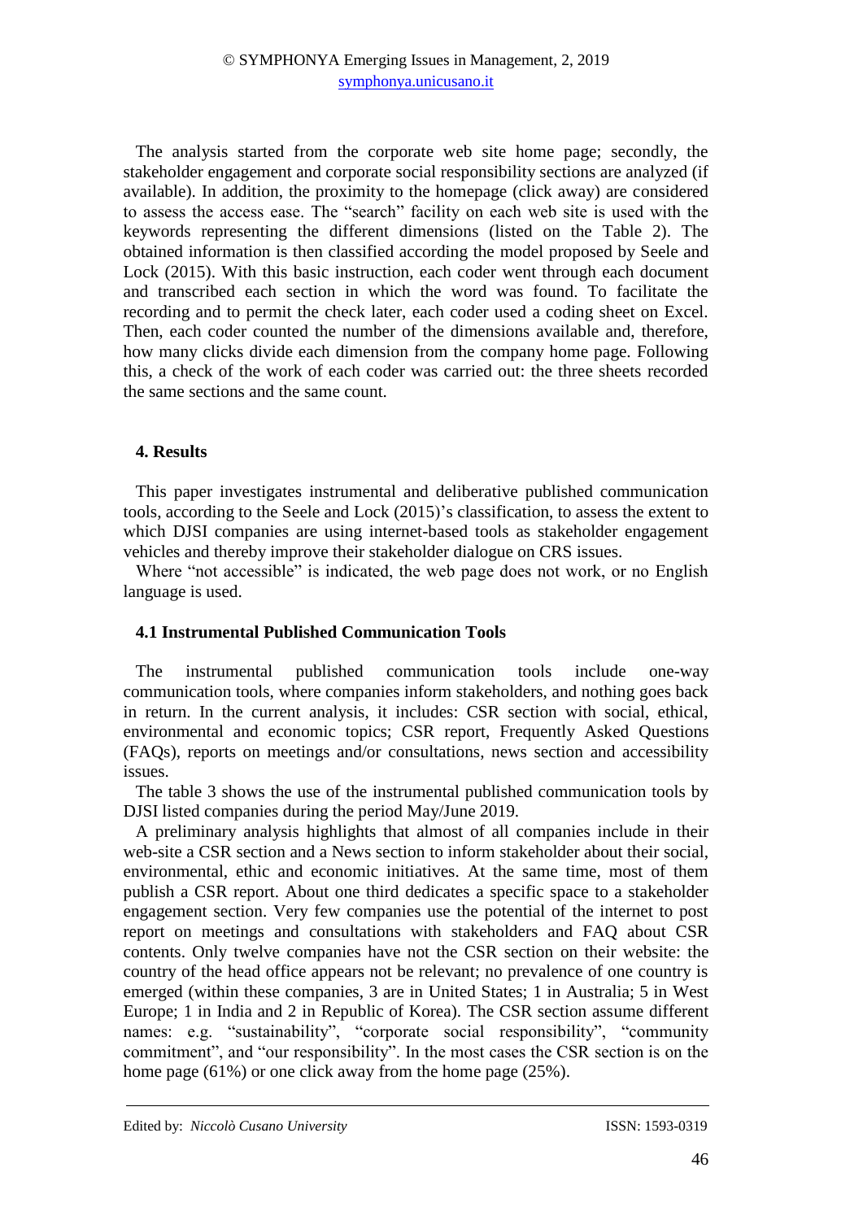The analysis started from the corporate web site home page; secondly, the stakeholder engagement and corporate social responsibility sections are analyzed (if available). In addition, the proximity to the homepage (click away) are considered to assess the access ease. The "search" facility on each web site is used with the keywords representing the different dimensions (listed on the Table 2). The obtained information is then classified according the model proposed by Seele and Lock (2015). With this basic instruction, each coder went through each document and transcribed each section in which the word was found. To facilitate the recording and to permit the check later, each coder used a coding sheet on Excel. Then, each coder counted the number of the dimensions available and, therefore, how many clicks divide each dimension from the company home page. Following this, a check of the work of each coder was carried out: the three sheets recorded the same sections and the same count.

## 4. Results

This paper investigates instrumental and deliberative published communication tools, according to the Seele and Lock (2015)'s classification, to assess the extent to which DJSI companies are using internet-based tools as stakeholder engagement vehicles and thereby improve their stakeholder dialogue on CRS issues.

Where "not accessible" is indicated, the web page does not work, or no English language is used.

### 4.1 Instrumental Published Communication Tools

The instrumental published communication tools include one-way communication tools, where companies inform stakeholders, and nothing goes back in return. In the current analysis, it includes: CSR section with social, ethical, environmental and economic topics; CSR report, Frequently Asked Questions (FAQs), reports on meetings and/or consultations, news section and accessibility issues.

The table 3 shows the use of the instrumental published communication tools by DJSI listed companies during the period May/June 2019.

A preliminary analysis highlights that almost of all companies include in their web-site a CSR section and a News section to inform stakeholder about their social, environmental, ethic and economic initiatives. At the same time, most of them publish a CSR report. About one third dedicates a specific space to a stakeholder engagement section. Very few companies use the potential of the internet to post report on meetings and consultations with stakeholders and FAQ about CSR contents. Only twelve companies have not the CSR section on their website: the country of the head office appears not be relevant; no prevalence of one country is emerged (within these companies, 3 are in United States; 1 in Australia; 5 in West Europe; 1 in India and 2 in Republic of Korea). The CSR section assume different names: e.g. "sustainability", "corporate social responsibility", "community commitment", and "our responsibility". In the most cases the CSR section is on the home page (61%) or one click away from the home page (25%).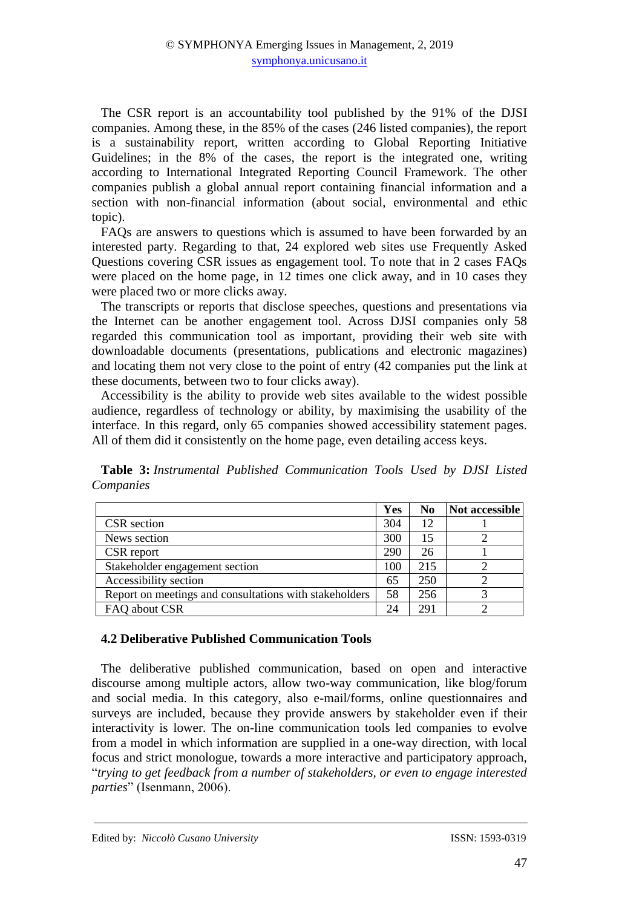The CSR report is an accountability tool published by the 91% of the DJSI companies. Among these, in the 85% of the cases (246 listed companies), the report is a sustainability report, written according to Global Reporting Initiative Guidelines; in the 8% of the cases, the report is the integrated one, writing according to International Integrated Reporting Council Framework. The other companies publish a global annual report containing financial information and a section with non-financial information (about social, environmental and ethic topic).

FAQs are answers to questions which is assumed to have been forwarded by an interested party. Regarding to that, 24 explored web sites use Frequently Asked Questions covering CSR issues as engagement tool. To note that in 2 cases FAQs were placed on the home page, in 12 times one click away, and in 10 cases they were placed two or more clicks away.

The transcripts or reports that disclose speeches, questions and presentations via the Internet can be another engagement tool. Across DJSI companies only 58 regarded this communication tool as important, providing their web site with downloadable documents (presentations, publications and electronic magazines) and locating them not very close to the point of entry (42 companies put the link at these documents, between two to four clicks away).

Accessibility is the ability to provide web sites available to the widest possible audience, regardless of technology or ability, by maximising the usability of the interface. In this regard, only 65 companies showed accessibility statement pages. All of them did it consistently on the home page, even detailing access keys.

**Table 3:** *Instrumental Published Communication Tools Used by DJSI Listed Companies*

| | Yes | No | Not accessible |
|---|---|---|---|
| CSR section | 304 | 12 | 1 |
| News section | 300 | 15 | 2 |
| CSR report | 290 | 26 | 1 |
| Stakeholder engagement section | 100 | 215 | 2 |
| Accessibility section | 65 | 250 | 2 |
| Report on meetings and consultations with stakeholders | 58 | 256 | 3 |
| FAQ about CSR | 24 | 291 | 2 |

### 4.2 Deliberative Published Communication Tools

The deliberative published communication, based on open and interactive discourse among multiple actors, allow two-way communication, like blog/forum and social media. In this category, also e-mail/forms, online questionnaires and surveys are included, because they provide answers by stakeholder even if their interactivity is lower. The on-line communication tools led companies to evolve from a model in which information are supplied in a one-way direction, with local focus and strict monologue, towards a more interactive and participatory approach, "*trying to get feedback from a number of stakeholders, or even to engage interested parties*" (Isenmann, 2006).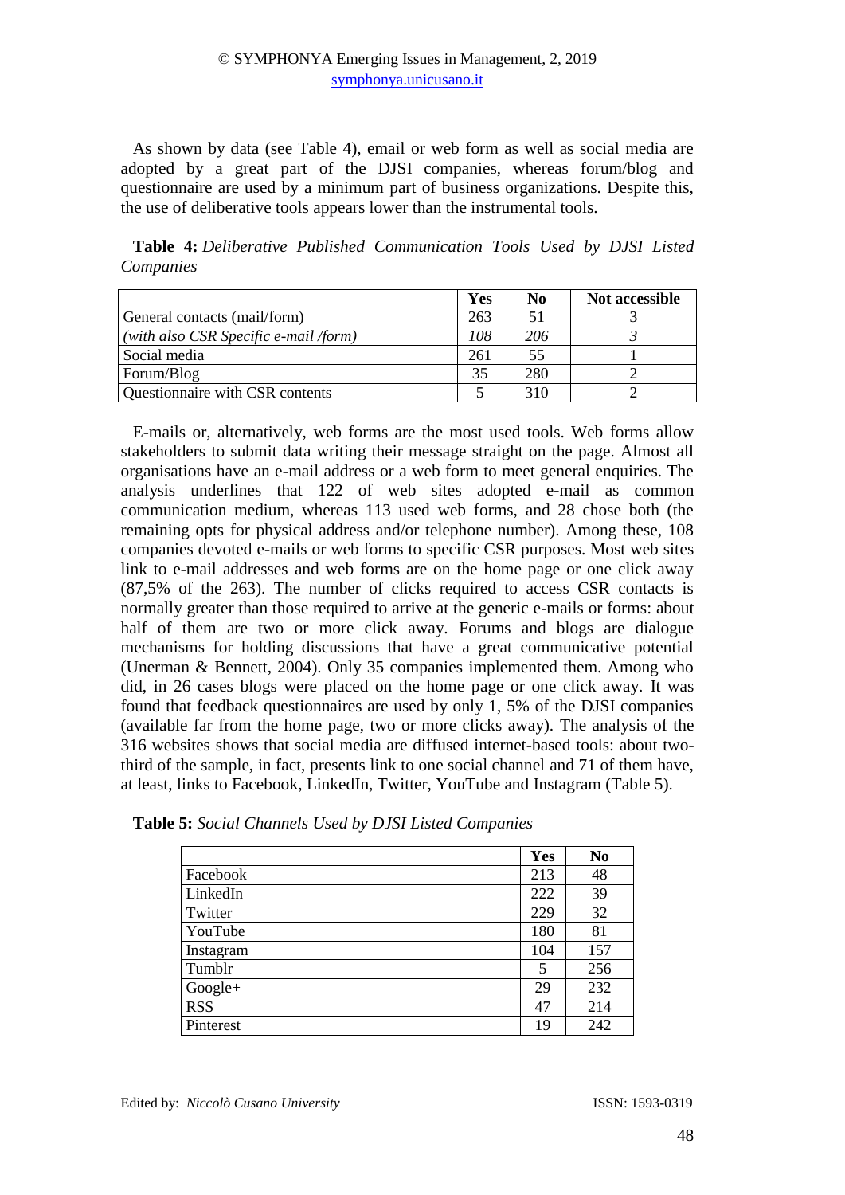As shown by data (see Table 4), email or web form as well as social media are adopted by a great part of the DJSI companies, whereas forum/blog and questionnaire are used by a minimum part of business organizations. Despite this, the use of deliberative tools appears lower than the instrumental tools.

**Table 4:** *Deliberative Published Communication Tools Used by DJSI Listed Companies*

| | Yes | No | Not accessible |
|---|---|---|---|
| General contacts (mail/form) | 263 | 51 | 3 |
| *(with also CSR Specific e-mail /form)* | *108* | *206* | *3* |
| Social media | 261 | 55 | 1 |
| Forum/Blog | 35 | 280 | 2 |
| Questionnaire with CSR contents | 5 | 310 | 2 |

E-mails or, alternatively, web forms are the most used tools. Web forms allow stakeholders to submit data writing their message straight on the page. Almost all organisations have an e-mail address or a web form to meet general enquiries. The analysis underlines that 122 of web sites adopted e-mail as common communication medium, whereas 113 used web forms, and 28 chose both (the remaining opts for physical address and/or telephone number). Among these, 108 companies devoted e-mails or web forms to specific CSR purposes. Most web sites link to e-mail addresses and web forms are on the home page or one click away (87,5% of the 263). The number of clicks required to access CSR contacts is normally greater than those required to arrive at the generic e-mails or forms: about half of them are two or more click away. Forums and blogs are dialogue mechanisms for holding discussions that have a great communicative potential (Unerman & Bennett, 2004). Only 35 companies implemented them. Among who did, in 26 cases blogs were placed on the home page or one click away. It was found that feedback questionnaires are used by only 1, 5% of the DJSI companies (available far from the home page, two or more clicks away). The analysis of the 316 websites shows that social media are diffused internet-based tools: about two-third of the sample, in fact, presents link to one social channel and 71 of them have, at least, links to Facebook, LinkedIn, Twitter, YouTube and Instagram (Table 5).

**Table 5:** *Social Channels Used by DJSI Listed Companies*

| | Yes | No |
|---|---|---|
| Facebook | 213 | 48 |
| LinkedIn | 222 | 39 |
| Twitter | 229 | 32 |
| YouTube | 180 | 81 |
| Instagram | 104 | 157 |
| Tumblr | 5 | 256 |
| Google+ | 29 | 232 |
| RSS | 47 | 214 |
| Pinterest | 19 | 242 |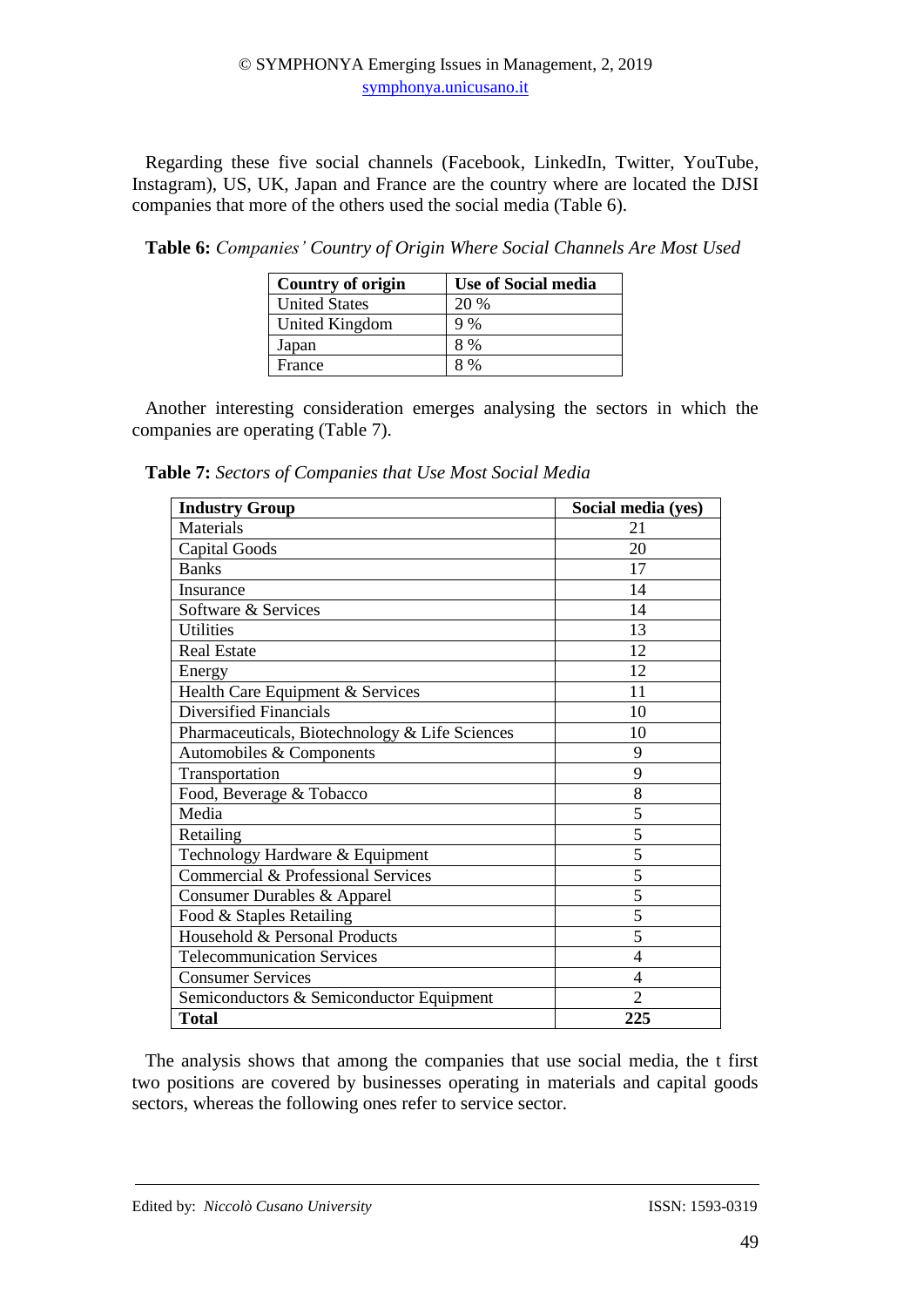Regarding these five social channels (Facebook, LinkedIn, Twitter, YouTube, Instagram), US, UK, Japan and France are the country where are located the DJSI companies that more of the others used the social media (Table 6).

**Table 6:** *Companies' Country of Origin Where Social Channels Are Most Used*

| Country of origin | Use of Social media |
|---|---|
| United States | 20 % |
| United Kingdom | 9 % |
| Japan | 8 % |
| France | 8 % |

Another interesting consideration emerges analysing the sectors in which the companies are operating (Table 7).

**Table 7:** *Sectors of Companies that Use Most Social Media*

| Industry Group | Social media (yes) |
|---|---|
| Materials | 21 |
| Capital Goods | 20 |
| Banks | 17 |
| Insurance | 14 |
| Software & Services | 14 |
| Utilities | 13 |
| Real Estate | 12 |
| Energy | 12 |
| Health Care Equipment & Services | 11 |
| Diversified Financials | 10 |
| Pharmaceuticals, Biotechnology & Life Sciences | 10 |
| Automobiles & Components | 9 |
| Transportation | 9 |
| Food, Beverage & Tobacco | 8 |
| Media | 5 |
| Retailing | 5 |
| Technology Hardware & Equipment | 5 |
| Commercial & Professional Services | 5 |
| Consumer Durables & Apparel | 5 |
| Food & Staples Retailing | 5 |
| Household & Personal Products | 5 |
| Telecommunication Services | 4 |
| Consumer Services | 4 |
| Semiconductors & Semiconductor Equipment | 2 |
| **Total** | **225** |

The analysis shows that among the companies that use social media, the t first two positions are covered by businesses operating in materials and capital goods sectors, whereas the following ones refer to service sector.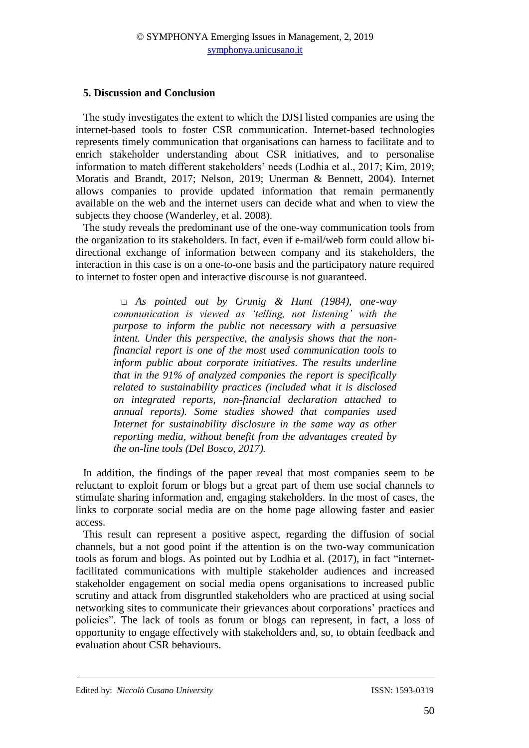## 5. Discussion and Conclusion

The study investigates the extent to which the DJSI listed companies are using the internet-based tools to foster CSR communication. Internet-based technologies represents timely communication that organisations can harness to facilitate and to enrich stakeholder understanding about CSR initiatives, and to personalise information to match different stakeholders' needs (Lodhia et al., 2017; Kim, 2019; Moratis and Brandt, 2017; Nelson, 2019; Unerman & Bennett, 2004). Internet allows companies to provide updated information that remain permanently available on the web and the internet users can decide what and when to view the subjects they choose (Wanderley, et al. 2008).

The study reveals the predominant use of the one-way communication tools from the organization to its stakeholders. In fact, even if e-mail/web form could allow bi-directional exchange of information between company and its stakeholders, the interaction in this case is on a one-to-one basis and the participatory nature required to internet to foster open and interactive discourse is not guaranteed.

> □ *As pointed out by Grunig & Hunt (1984), one-way communication is viewed as 'telling, not listening' with the purpose to inform the public not necessary with a persuasive intent. Under this perspective, the analysis shows that the non-financial report is one of the most used communication tools to inform public about corporate initiatives. The results underline that in the 91% of analyzed companies the report is specifically related to sustainability practices (included what it is disclosed on integrated reports, non-financial declaration attached to annual reports). Some studies showed that companies used Internet for sustainability disclosure in the same way as other reporting media, without benefit from the advantages created by the on-line tools (Del Bosco, 2017).*

In addition, the findings of the paper reveal that most companies seem to be reluctant to exploit forum or blogs but a great part of them use social channels to stimulate sharing information and, engaging stakeholders. In the most of cases, the links to corporate social media are on the home page allowing faster and easier access.

This result can represent a positive aspect, regarding the diffusion of social channels, but a not good point if the attention is on the two-way communication tools as forum and blogs. As pointed out by Lodhia et al. (2017), in fact "internet-facilitated communications with multiple stakeholder audiences and increased stakeholder engagement on social media opens organisations to increased public scrutiny and attack from disgruntled stakeholders who are practiced at using social networking sites to communicate their grievances about corporations' practices and policies". The lack of tools as forum or blogs can represent, in fact, a loss of opportunity to engage effectively with stakeholders and, so, to obtain feedback and evaluation about CSR behaviours.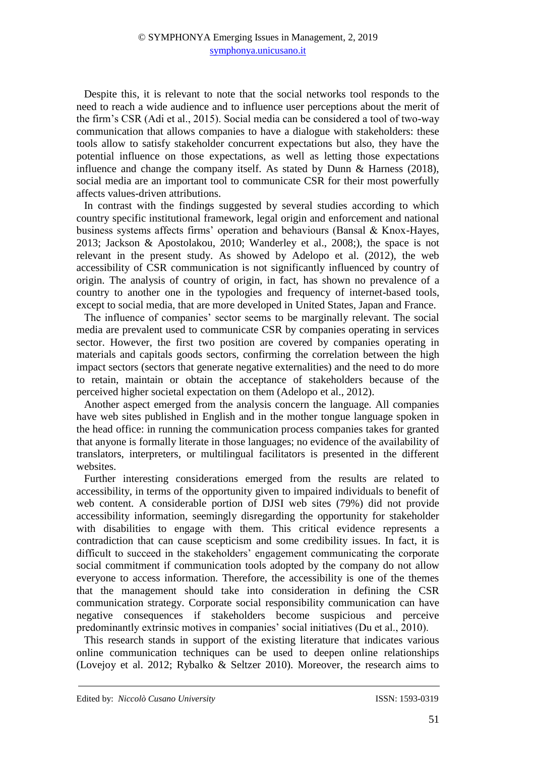Despite this, it is relevant to note that the social networks tool responds to the need to reach a wide audience and to influence user perceptions about the merit of the firm's CSR (Adi et al., 2015). Social media can be considered a tool of two-way communication that allows companies to have a dialogue with stakeholders: these tools allow to satisfy stakeholder concurrent expectations but also, they have the potential influence on those expectations, as well as letting those expectations influence and change the company itself. As stated by Dunn & Harness (2018), social media are an important tool to communicate CSR for their most powerfully affects values-driven attributions.

In contrast with the findings suggested by several studies according to which country specific institutional framework, legal origin and enforcement and national business systems affects firms' operation and behaviours (Bansal & Knox-Hayes, 2013; Jackson & Apostolakou, 2010; Wanderley et al., 2008;), the space is not relevant in the present study. As showed by Adelopo et al. (2012), the web accessibility of CSR communication is not significantly influenced by country of origin. The analysis of country of origin, in fact, has shown no prevalence of a country to another one in the typologies and frequency of internet-based tools, except to social media, that are more developed in United States, Japan and France.

The influence of companies' sector seems to be marginally relevant. The social media are prevalent used to communicate CSR by companies operating in services sector. However, the first two position are covered by companies operating in materials and capitals goods sectors, confirming the correlation between the high impact sectors (sectors that generate negative externalities) and the need to do more to retain, maintain or obtain the acceptance of stakeholders because of the perceived higher societal expectation on them (Adelopo et al., 2012).

Another aspect emerged from the analysis concern the language. All companies have web sites published in English and in the mother tongue language spoken in the head office: in running the communication process companies takes for granted that anyone is formally literate in those languages; no evidence of the availability of translators, interpreters, or multilingual facilitators is presented in the different websites.

Further interesting considerations emerged from the results are related to accessibility, in terms of the opportunity given to impaired individuals to benefit of web content. A considerable portion of DJSI web sites (79%) did not provide accessibility information, seemingly disregarding the opportunity for stakeholder with disabilities to engage with them. This critical evidence represents a contradiction that can cause scepticism and some credibility issues. In fact, it is difficult to succeed in the stakeholders' engagement communicating the corporate social commitment if communication tools adopted by the company do not allow everyone to access information. Therefore, the accessibility is one of the themes that the management should take into consideration in defining the CSR communication strategy. Corporate social responsibility communication can have negative consequences if stakeholders become suspicious and perceive predominantly extrinsic motives in companies' social initiatives (Du et al., 2010).

This research stands in support of the existing literature that indicates various online communication techniques can be used to deepen online relationships (Lovejoy et al. 2012; Rybalko & Seltzer 2010). Moreover, the research aims to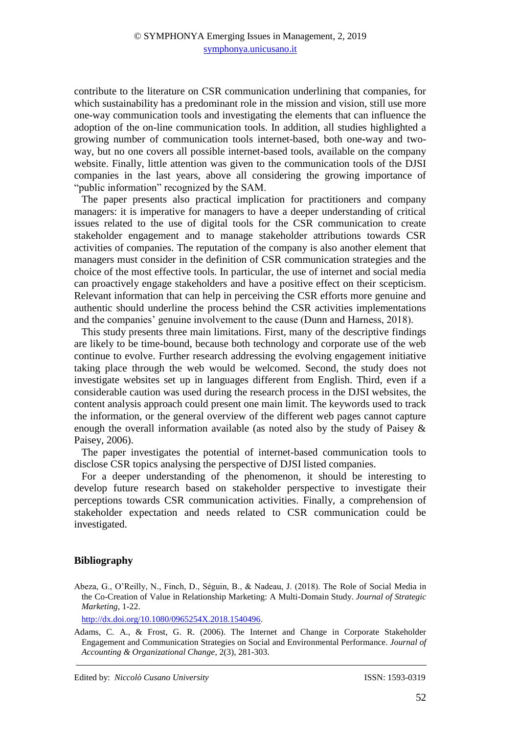contribute to the literature on CSR communication underlining that companies, for which sustainability has a predominant role in the mission and vision, still use more one-way communication tools and investigating the elements that can influence the adoption of the on-line communication tools. In addition, all studies highlighted a growing number of communication tools internet-based, both one-way and two-way, but no one covers all possible internet-based tools, available on the company website. Finally, little attention was given to the communication tools of the DJSI companies in the last years, above all considering the growing importance of "public information" recognized by the SAM.

The paper presents also practical implication for practitioners and company managers: it is imperative for managers to have a deeper understanding of critical issues related to the use of digital tools for the CSR communication to create stakeholder engagement and to manage stakeholder attributions towards CSR activities of companies. The reputation of the company is also another element that managers must consider in the definition of CSR communication strategies and the choice of the most effective tools. In particular, the use of internet and social media can proactively engage stakeholders and have a positive effect on their scepticism. Relevant information that can help in perceiving the CSR efforts more genuine and authentic should underline the process behind the CSR activities implementations and the companies' genuine involvement to the cause (Dunn and Harness, 2018).

This study presents three main limitations. First, many of the descriptive findings are likely to be time-bound, because both technology and corporate use of the web continue to evolve. Further research addressing the evolving engagement initiative taking place through the web would be welcomed. Second, the study does not investigate websites set up in languages different from English. Third, even if a considerable caution was used during the research process in the DJSI websites, the content analysis approach could present one main limit. The keywords used to track the information, or the general overview of the different web pages cannot capture enough the overall information available (as noted also by the study of Paisey & Paisey, 2006).

The paper investigates the potential of internet-based communication tools to disclose CSR topics analysing the perspective of DJSI listed companies.

For a deeper understanding of the phenomenon, it should be interesting to develop future research based on stakeholder perspective to investigate their perceptions towards CSR communication activities. Finally, a comprehension of stakeholder expectation and needs related to CSR communication could be investigated.

## Bibliography

Abeza, G., O'Reilly, N., Finch, D., Séguin, B., & Nadeau, J. (2018). The Role of Social Media in the Co-Creation of Value in Relationship Marketing: A Multi-Domain Study. *Journal of Strategic Marketing*, 1-22.
http://dx.doi.org/10.1080/0965254X.2018.1540496.

Adams, C. A., & Frost, G. R. (2006). The Internet and Change in Corporate Stakeholder Engagement and Communication Strategies on Social and Environmental Performance. *Journal of Accounting & Organizational Change*, 2(3), 281-303.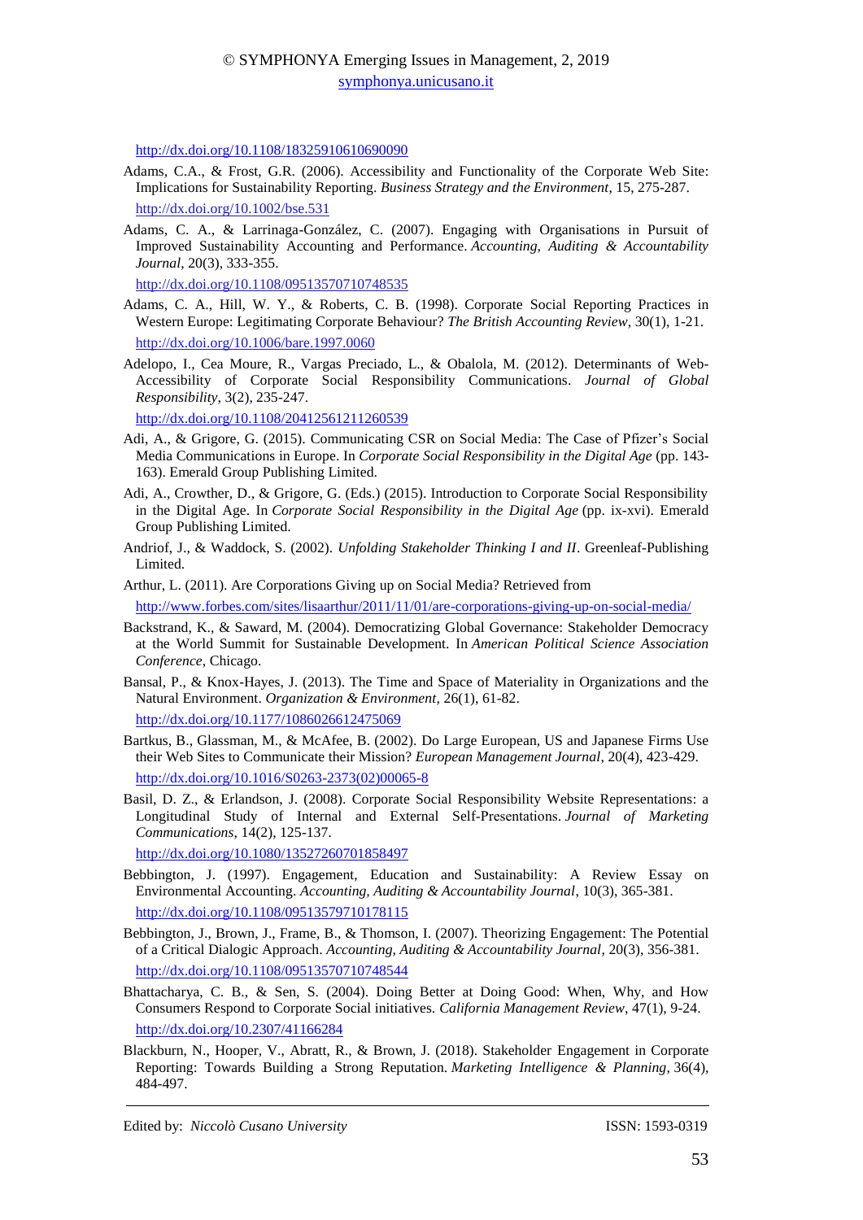http://dx.doi.org/10.1108/18325910610690090

Adams, C.A., & Frost, G.R. (2006). Accessibility and Functionality of the Corporate Web Site: Implications for Sustainability Reporting. *Business Strategy and the Environment*, 15, 275-287. http://dx.doi.org/10.1002/bse.531

Adams, C. A., & Larrinaga-González, C. (2007). Engaging with Organisations in Pursuit of Improved Sustainability Accounting and Performance. *Accounting, Auditing & Accountability Journal*, 20(3), 333-355. http://dx.doi.org/10.1108/09513570710748535

Adams, C. A., Hill, W. Y., & Roberts, C. B. (1998). Corporate Social Reporting Practices in Western Europe: Legitimating Corporate Behaviour? *The British Accounting Review*, 30(1), 1-21. http://dx.doi.org/10.1006/bare.1997.0060

Adelopo, I., Cea Moure, R., Vargas Preciado, L., & Obalola, M. (2012). Determinants of Web-Accessibility of Corporate Social Responsibility Communications. *Journal of Global Responsibility*, 3(2), 235-247. http://dx.doi.org/10.1108/20412561211260539

Adi, A., & Grigore, G. (2015). Communicating CSR on Social Media: The Case of Pfizer's Social Media Communications in Europe. In *Corporate Social Responsibility in the Digital Age* (pp. 143-163). Emerald Group Publishing Limited.

Adi, A., Crowther, D., & Grigore, G. (Eds.) (2015). Introduction to Corporate Social Responsibility in the Digital Age. In *Corporate Social Responsibility in the Digital Age* (pp. ix-xvi). Emerald Group Publishing Limited.

Andriof, J., & Waddock, S. (2002). *Unfolding Stakeholder Thinking I and II*. Greenleaf-Publishing Limited.

Arthur, L. (2011). Are Corporations Giving up on Social Media? Retrieved from http://www.forbes.com/sites/lisaarthur/2011/11/01/are-corporations-giving-up-on-social-media/

Backstrand, K., & Saward, M. (2004). Democratizing Global Governance: Stakeholder Democracy at the World Summit for Sustainable Development. In *American Political Science Association Conference*, Chicago.

Bansal, P., & Knox-Hayes, J. (2013). The Time and Space of Materiality in Organizations and the Natural Environment. *Organization & Environment*, 26(1), 61-82. http://dx.doi.org/10.1177/1086026612475069

Bartkus, B., Glassman, M., & McAfee, B. (2002). Do Large European, US and Japanese Firms Use their Web Sites to Communicate their Mission? *European Management Journal*, 20(4), 423-429. http://dx.doi.org/10.1016/S0263-2373(02)00065-8

Basil, D. Z., & Erlandson, J. (2008). Corporate Social Responsibility Website Representations: a Longitudinal Study of Internal and External Self-Presentations. *Journal of Marketing Communications*, 14(2), 125-137. http://dx.doi.org/10.1080/13527260701858497

Bebbington, J. (1997). Engagement, Education and Sustainability: A Review Essay on Environmental Accounting. *Accounting, Auditing & Accountability Journal*, 10(3), 365-381. http://dx.doi.org/10.1108/09513579710178115

Bebbington, J., Brown, J., Frame, B., & Thomson, I. (2007). Theorizing Engagement: The Potential of a Critical Dialogic Approach. *Accounting, Auditing & Accountability Journal*, 20(3), 356-381. http://dx.doi.org/10.1108/09513570710748544

Bhattacharya, C. B., & Sen, S. (2004). Doing Better at Doing Good: When, Why, and How Consumers Respond to Corporate Social initiatives. *California Management Review*, 47(1), 9-24. http://dx.doi.org/10.2307/41166284

Blackburn, N., Hooper, V., Abratt, R., & Brown, J. (2018). Stakeholder Engagement in Corporate Reporting: Towards Building a Strong Reputation. *Marketing Intelligence & Planning*, 36(4), 484-497.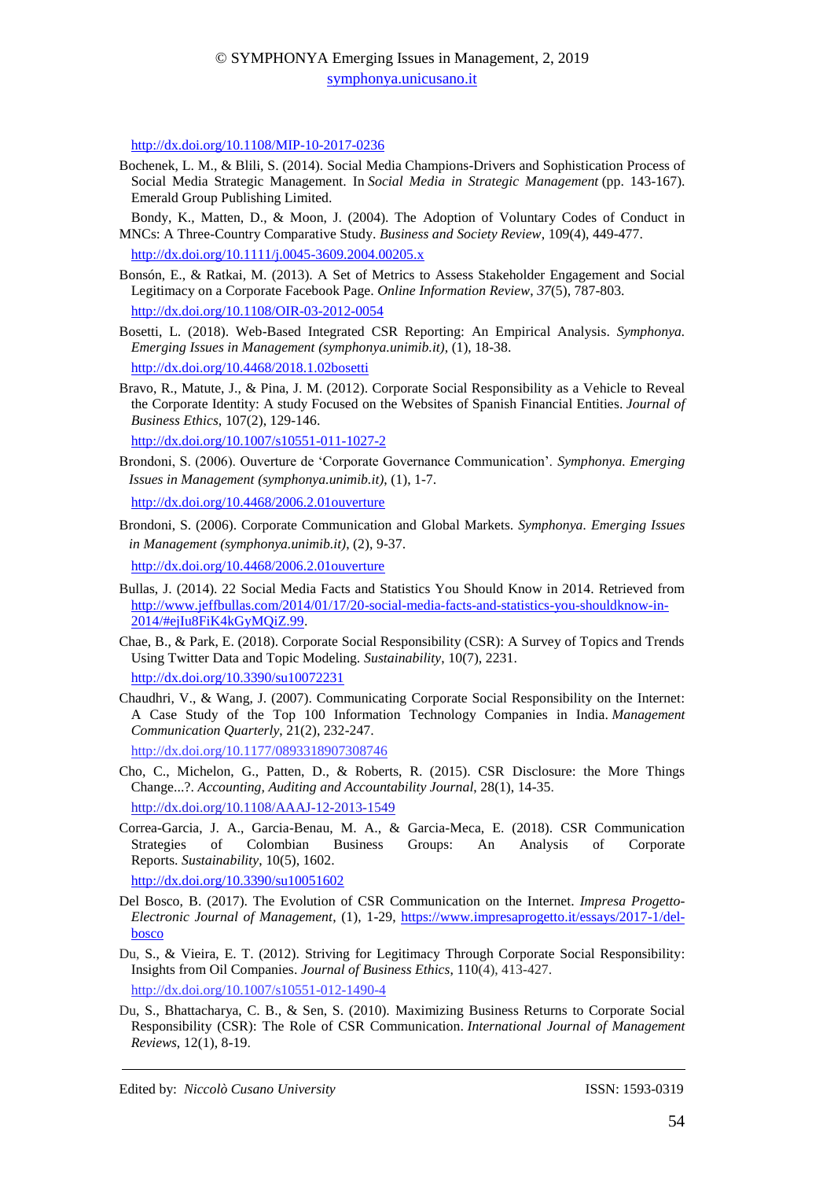http://dx.doi.org/10.1108/MIP-10-2017-0236

Bochenek, L. M., & Blili, S. (2014). Social Media Champions-Drivers and Sophistication Process of Social Media Strategic Management. In *Social Media in Strategic Management* (pp. 143-167). Emerald Group Publishing Limited.

Bondy, K., Matten, D., & Moon, J. (2004). The Adoption of Voluntary Codes of Conduct in MNCs: A Three-Country Comparative Study. *Business and Society Review*, 109(4), 449-477. http://dx.doi.org/10.1111/j.0045-3609.2004.00205.x

Bonsón, E., & Ratkai, M. (2013). A Set of Metrics to Assess Stakeholder Engagement and Social Legitimacy on a Corporate Facebook Page. *Online Information Review*, *37*(5), 787-803. http://dx.doi.org/10.1108/OIR-03-2012-0054

Bosetti, L. (2018). Web-Based Integrated CSR Reporting: An Empirical Analysis. *Symphonya. Emerging Issues in Management (symphonya.unimib.it)*, (1), 18-38. http://dx.doi.org/10.4468/2018.1.02bosetti

Bravo, R., Matute, J., & Pina, J. M. (2012). Corporate Social Responsibility as a Vehicle to Reveal the Corporate Identity: A study Focused on the Websites of Spanish Financial Entities. *Journal of Business Ethics*, 107(2), 129-146. http://dx.doi.org/10.1007/s10551-011-1027-2

Brondoni, S. (2006). Ouverture de 'Corporate Governance Communication'. *Symphonya. Emerging Issues in Management (symphonya.unimib.it)*, (1), 1-7. http://dx.doi.org/10.4468/2006.2.01ouverture

Brondoni, S. (2006). Corporate Communication and Global Markets. *Symphonya. Emerging Issues in Management (symphonya.unimib.it)*, (2), 9-37. http://dx.doi.org/10.4468/2006.2.01ouverture

Bullas, J. (2014). 22 Social Media Facts and Statistics You Should Know in 2014. Retrieved from http://www.jeffbullas.com/2014/01/17/20-social-media-facts-and-statistics-you-shouldknow-in-2014/#ejIu8FiK4kGyMQiZ.99.

Chae, B., & Park, E. (2018). Corporate Social Responsibility (CSR): A Survey of Topics and Trends Using Twitter Data and Topic Modeling. *Sustainability*, 10(7), 2231. http://dx.doi.org/10.3390/su10072231

Chaudhri, V., & Wang, J. (2007). Communicating Corporate Social Responsibility on the Internet: A Case Study of the Top 100 Information Technology Companies in India. *Management Communication Quarterly*, 21(2), 232-247. http://dx.doi.org/10.1177/0893318907308746

Cho, C., Michelon, G., Patten, D., & Roberts, R. (2015). CSR Disclosure: the More Things Change...?. *Accounting, Auditing and Accountability Journal*, 28(1), 14-35. http://dx.doi.org/10.1108/AAAJ-12-2013-1549

Correa-Garcia, J. A., Garcia-Benau, M. A., & Garcia-Meca, E. (2018). CSR Communication Strategies of Colombian Business Groups: An Analysis of Corporate Reports. *Sustainability*, 10(5), 1602. http://dx.doi.org/10.3390/su10051602

Del Bosco, B. (2017). The Evolution of CSR Communication on the Internet. *Impresa Progetto-Electronic Journal of Management*, (1), 1-29, https://www.impresaprogetto.it/essays/2017-1/del-bosco

Du, S., & Vieira, E. T. (2012). Striving for Legitimacy Through Corporate Social Responsibility: Insights from Oil Companies. *Journal of Business Ethics*, 110(4), 413-427. http://dx.doi.org/10.1007/s10551-012-1490-4

Du, S., Bhattacharya, C. B., & Sen, S. (2010). Maximizing Business Returns to Corporate Social Responsibility (CSR): The Role of CSR Communication. *International Journal of Management Reviews*, 12(1), 8-19.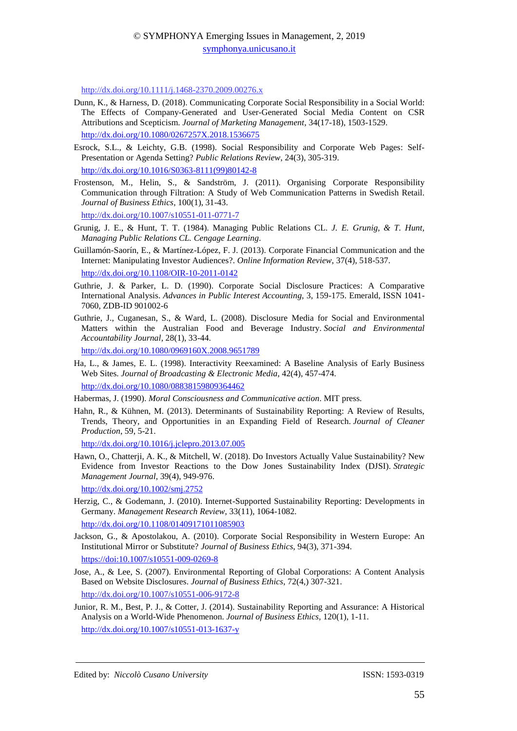http://dx.doi.org/10.1111/j.1468-2370.2009.00276.x

Dunn, K., & Harness, D. (2018). Communicating Corporate Social Responsibility in a Social World: The Effects of Company-Generated and User-Generated Social Media Content on CSR Attributions and Scepticism. *Journal of Marketing Management*, 34(17-18), 1503-1529. http://dx.doi.org/10.1080/0267257X.2018.1536675

Esrock, S.L., & Leichty, G.B. (1998). Social Responsibility and Corporate Web Pages: Self-Presentation or Agenda Setting? *Public Relations Review*, 24(3), 305-319. http://dx.doi.org/10.1016/S0363-8111(99)80142-8

Frostenson, M., Helin, S., & Sandström, J. (2011). Organising Corporate Responsibility Communication through Filtration: A Study of Web Communication Patterns in Swedish Retail. *Journal of Business Ethics*, 100(1), 31-43. http://dx.doi.org/10.1007/s10551-011-0771-7

Grunig, J. E., & Hunt, T. T. (1984). Managing Public Relations CL. *J. E. Grunig, & T. Hunt, Managing Public Relations CL. Cengage Learning*.

Guillamón-Saorín, E., & Martínez-López, F. J. (2013). Corporate Financial Communication and the Internet: Manipulating Investor Audiences?. *Online Information Review*, 37(4), 518-537. http://dx.doi.org/10.1108/OIR-10-2011-0142

Guthrie, J. & Parker, L. D. (1990). Corporate Social Disclosure Practices: A Comparative International Analysis. *Advances in Public Interest Accounting*, 3, 159-175. Emerald, ISSN 1041-7060, ZDB-ID 901002-6

Guthrie, J., Cuganesan, S., & Ward, L. (2008). Disclosure Media for Social and Environmental Matters within the Australian Food and Beverage Industry. *Social and Environmental Accountability Journal*, 28(1), 33-44. http://dx.doi.org/10.1080/0969160X.2008.9651789

Ha, L., & James, E. L. (1998). Interactivity Reexamined: A Baseline Analysis of Early Business Web Sites. *Journal of Broadcasting & Electronic Media*, 42(4), 457-474. http://dx.doi.org/10.1080/08838159809364462

Habermas, J. (1990). *Moral Consciousness and Communicative action*. MIT press.

Hahn, R., & Kühnen, M. (2013). Determinants of Sustainability Reporting: A Review of Results, Trends, Theory, and Opportunities in an Expanding Field of Research. *Journal of Cleaner Production*, 59, 5-21. http://dx.doi.org/10.1016/j.jclepro.2013.07.005

Hawn, O., Chatterji, A. K., & Mitchell, W. (2018). Do Investors Actually Value Sustainability? New Evidence from Investor Reactions to the Dow Jones Sustainability Index (DJSI). *Strategic Management Journal*, 39(4), 949-976. http://dx.doi.org/10.1002/smj.2752

Herzig, C., & Godemann, J. (2010). Internet-Supported Sustainability Reporting: Developments in Germany. *Management Research Review*, 33(11), 1064-1082. http://dx.doi.org/10.1108/01409171011085903

Jackson, G., & Apostolakou, A. (2010). Corporate Social Responsibility in Western Europe: An Institutional Mirror or Substitute? *Journal of Business Ethics*, 94(3), 371-394. https://doi:10.1007/s10551-009-0269-8

Jose, A., & Lee, S. (2007). Environmental Reporting of Global Corporations: A Content Analysis Based on Website Disclosures. *Journal of Business Ethics*, 72(4,) 307-321. http://dx.doi.org/10.1007/s10551-006-9172-8

Junior, R. M., Best, P. J., & Cotter, J. (2014). Sustainability Reporting and Assurance: A Historical Analysis on a World-Wide Phenomenon. *Journal of Business Ethics*, 120(1), 1-11. http://dx.doi.org/10.1007/s10551-013-1637-y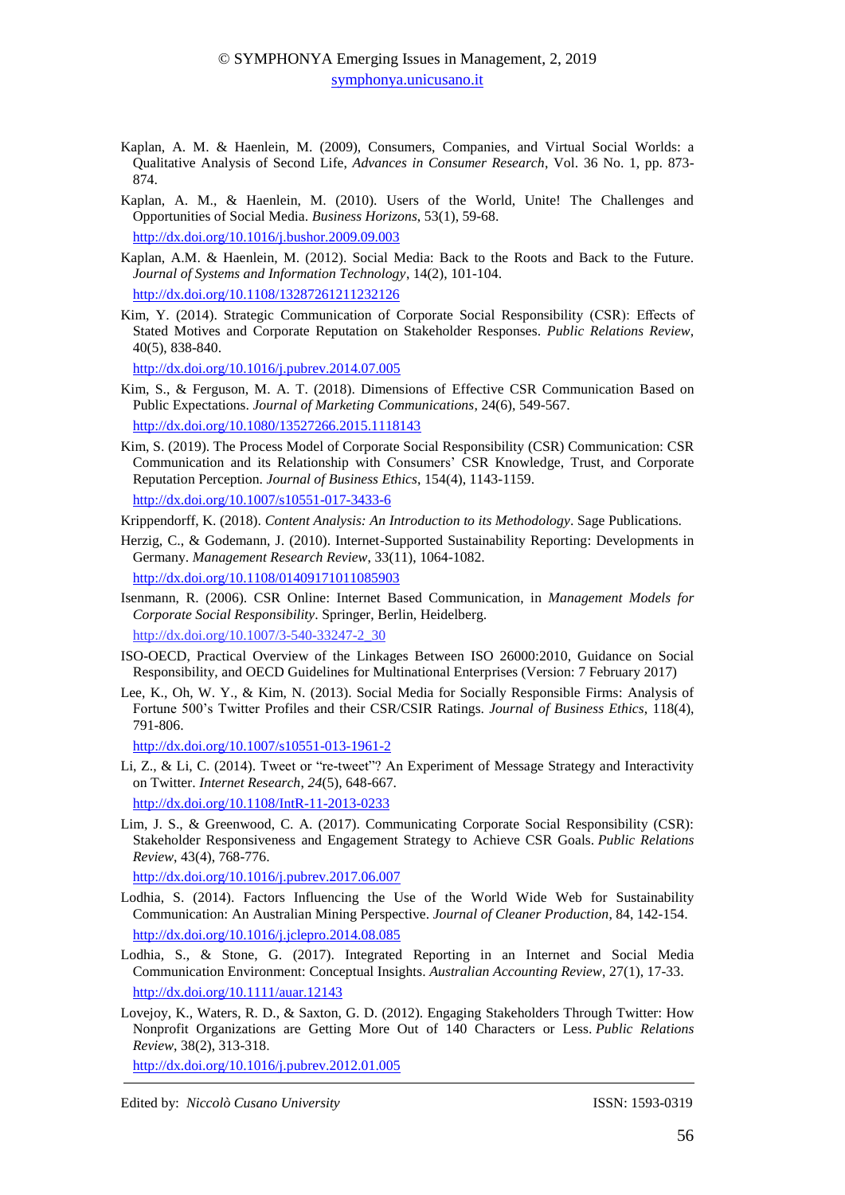Kaplan, A. M. & Haenlein, M. (2009), Consumers, Companies, and Virtual Social Worlds: a Qualitative Analysis of Second Life, *Advances in Consumer Research*, Vol. 36 No. 1, pp. 873-874.

Kaplan, A. M., & Haenlein, M. (2010). Users of the World, Unite! The Challenges and Opportunities of Social Media. *Business Horizons*, 53(1), 59-68.
http://dx.doi.org/10.1016/j.bushor.2009.09.003

Kaplan, A.M. & Haenlein, M. (2012). Social Media: Back to the Roots and Back to the Future. *Journal of Systems and Information Technology*, 14(2), 101-104.
http://dx.doi.org/10.1108/13287261211232126

Kim, Y. (2014). Strategic Communication of Corporate Social Responsibility (CSR): Effects of Stated Motives and Corporate Reputation on Stakeholder Responses. *Public Relations Review*, 40(5), 838-840.
http://dx.doi.org/10.1016/j.pubrev.2014.07.005

Kim, S., & Ferguson, M. A. T. (2018). Dimensions of Effective CSR Communication Based on Public Expectations. *Journal of Marketing Communications*, 24(6), 549-567.
http://dx.doi.org/10.1080/13527266.2015.1118143

Kim, S. (2019). The Process Model of Corporate Social Responsibility (CSR) Communication: CSR Communication and its Relationship with Consumers' CSR Knowledge, Trust, and Corporate Reputation Perception. *Journal of Business Ethics*, 154(4), 1143-1159.
http://dx.doi.org/10.1007/s10551-017-3433-6

Krippendorff, K. (2018). *Content Analysis: An Introduction to its Methodology*. Sage Publications.

Herzig, C., & Godemann, J. (2010). Internet-Supported Sustainability Reporting: Developments in Germany. *Management Research Review*, 33(11), 1064-1082.
http://dx.doi.org/10.1108/01409171011085903

Isenmann, R. (2006). CSR Online: Internet Based Communication, in *Management Models for Corporate Social Responsibility*. Springer, Berlin, Heidelberg.
http://dx.doi.org/10.1007/3-540-33247-2_30

ISO-OECD, Practical Overview of the Linkages Between ISO 26000:2010, Guidance on Social Responsibility, and OECD Guidelines for Multinational Enterprises (Version: 7 February 2017)

Lee, K., Oh, W. Y., & Kim, N. (2013). Social Media for Socially Responsible Firms: Analysis of Fortune 500's Twitter Profiles and their CSR/CSIR Ratings. *Journal of Business Ethics*, 118(4), 791-806.
http://dx.doi.org/10.1007/s10551-013-1961-2

Li, Z., & Li, C. (2014). Tweet or "re-tweet"? An Experiment of Message Strategy and Interactivity on Twitter. *Internet Research*, *24*(5), 648-667.
http://dx.doi.org/10.1108/IntR-11-2013-0233

Lim, J. S., & Greenwood, C. A. (2017). Communicating Corporate Social Responsibility (CSR): Stakeholder Responsiveness and Engagement Strategy to Achieve CSR Goals. *Public Relations Review*, 43(4), 768-776.
http://dx.doi.org/10.1016/j.pubrev.2017.06.007

Lodhia, S. (2014). Factors Influencing the Use of the World Wide Web for Sustainability Communication: An Australian Mining Perspective. *Journal of Cleaner Production*, 84, 142-154.
http://dx.doi.org/10.1016/j.jclepro.2014.08.085

Lodhia, S., & Stone, G. (2017). Integrated Reporting in an Internet and Social Media Communication Environment: Conceptual Insights. *Australian Accounting Review*, 27(1), 17-33.
http://dx.doi.org/10.1111/auar.12143

Lovejoy, K., Waters, R. D., & Saxton, G. D. (2012). Engaging Stakeholders Through Twitter: How Nonprofit Organizations are Getting More Out of 140 Characters or Less. *Public Relations Review*, 38(2), 313-318.
http://dx.doi.org/10.1016/j.pubrev.2012.01.005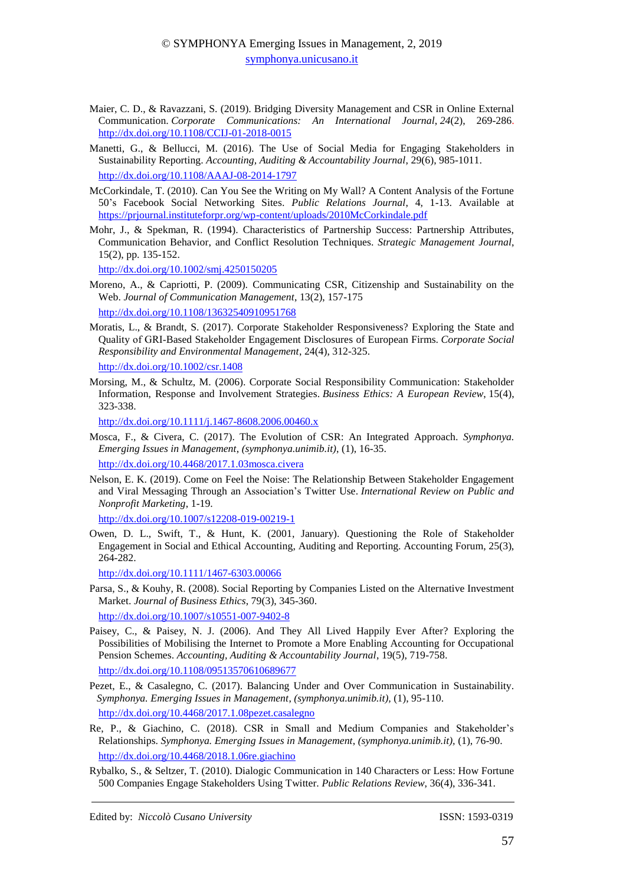Maier, C. D., & Ravazzani, S. (2019). Bridging Diversity Management and CSR in Online External Communication. *Corporate Communications: An International Journal*, *24*(2), 269-286. http://dx.doi.org/10.1108/CCIJ-01-2018-0015

Manetti, G., & Bellucci, M. (2016). The Use of Social Media for Engaging Stakeholders in Sustainability Reporting. *Accounting, Auditing & Accountability Journal*, 29(6), 985-1011. http://dx.doi.org/10.1108/AAAJ-08-2014-1797

McCorkindale, T. (2010). Can You See the Writing on My Wall? A Content Analysis of the Fortune 50's Facebook Social Networking Sites. *Public Relations Journal*, 4, 1-13. Available at https://prjournal.instituteforpr.org/wp-content/uploads/2010McCorkindale.pdf

Mohr, J., & Spekman, R. (1994). Characteristics of Partnership Success: Partnership Attributes, Communication Behavior, and Conflict Resolution Techniques. *Strategic Management Journal*, 15(2), pp. 135-152. http://dx.doi.org/10.1002/smj.4250150205

Moreno, A., & Capriotti, P. (2009). Communicating CSR, Citizenship and Sustainability on the Web. *Journal of Communication Management*, 13(2), 157-175 http://dx.doi.org/10.1108/13632540910951768

Moratis, L., & Brandt, S. (2017). Corporate Stakeholder Responsiveness? Exploring the State and Quality of GRI-Based Stakeholder Engagement Disclosures of European Firms. *Corporate Social Responsibility and Environmental Management*, 24(4), 312-325. http://dx.doi.org/10.1002/csr.1408

Morsing, M., & Schultz, M. (2006). Corporate Social Responsibility Communication: Stakeholder Information, Response and Involvement Strategies. *Business Ethics: A European Review*, 15(4), 323-338. http://dx.doi.org/10.1111/j.1467-8608.2006.00460.x

Mosca, F., & Civera, C. (2017). The Evolution of CSR: An Integrated Approach. *Symphonya. Emerging Issues in Management*, *(symphonya.unimib.it)*, (1), 16-35. http://dx.doi.org/10.4468/2017.1.03mosca.civera

Nelson, E. K. (2019). Come on Feel the Noise: The Relationship Between Stakeholder Engagement and Viral Messaging Through an Association's Twitter Use. *International Review on Public and Nonprofit Marketing*, 1-19. http://dx.doi.org/10.1007/s12208-019-00219-1

Owen, D. L., Swift, T., & Hunt, K. (2001, January). Questioning the Role of Stakeholder Engagement in Social and Ethical Accounting, Auditing and Reporting. Accounting Forum, 25(3), 264-282. http://dx.doi.org/10.1111/1467-6303.00066

Parsa, S., & Kouhy, R. (2008). Social Reporting by Companies Listed on the Alternative Investment Market. *Journal of Business Ethics*, 79(3), 345-360. http://dx.doi.org/10.1007/s10551-007-9402-8

Paisey, C., & Paisey, N. J. (2006). And They All Lived Happily Ever After? Exploring the Possibilities of Mobilising the Internet to Promote a More Enabling Accounting for Occupational Pension Schemes. *Accounting, Auditing & Accountability Journal*, 19(5), 719-758. http://dx.doi.org/10.1108/09513570610689677

Pezet, E., & Casalegno, C. (2017). Balancing Under and Over Communication in Sustainability. *Symphonya. Emerging Issues in Management*, *(symphonya.unimib.it)*, (1), 95-110. http://dx.doi.org/10.4468/2017.1.08pezet.casalegno

Re, P., & Giachino, C. (2018). CSR in Small and Medium Companies and Stakeholder's Relationships. *Symphonya. Emerging Issues in Management*, *(symphonya.unimib.it)*, (1), 76-90. http://dx.doi.org/10.4468/2018.1.06re.giachino

Rybalko, S., & Seltzer, T. (2010). Dialogic Communication in 140 Characters or Less: How Fortune 500 Companies Engage Stakeholders Using Twitter. *Public Relations Review*, 36(4), 336-341.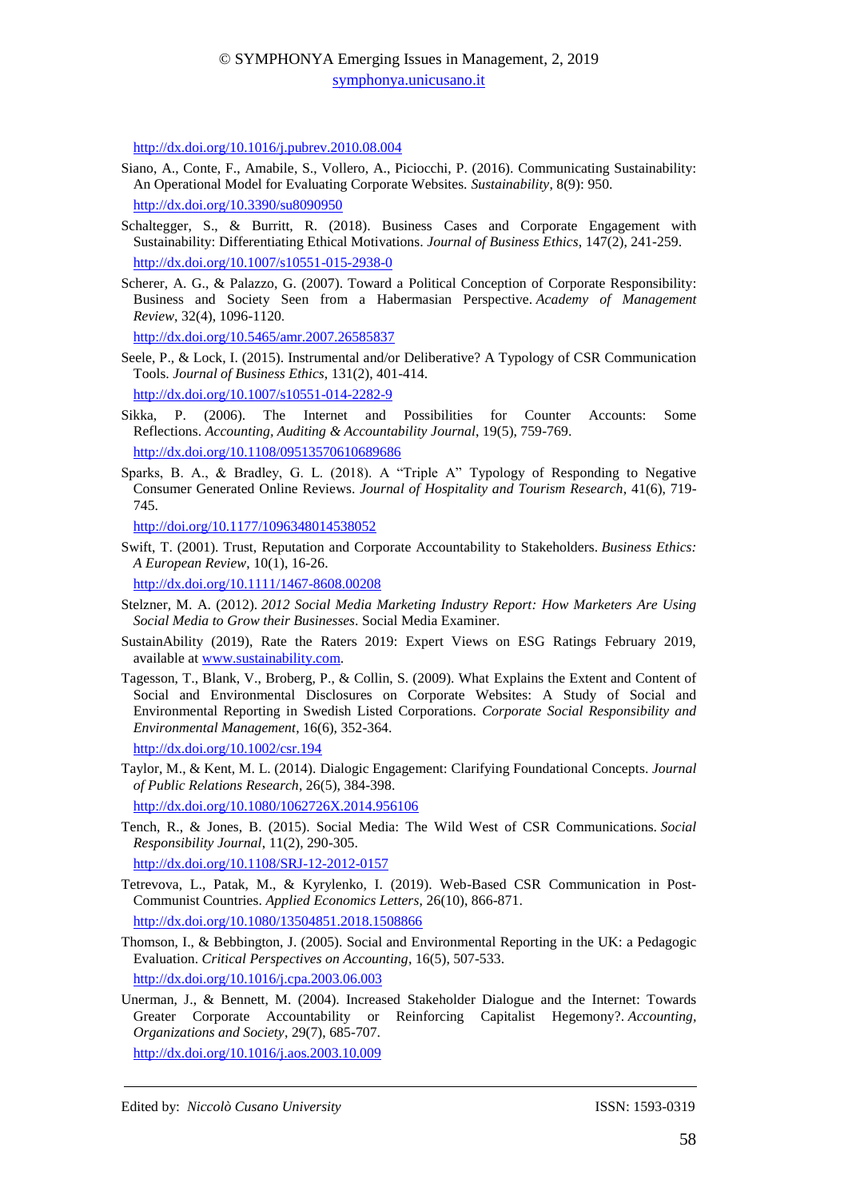http://dx.doi.org/10.1016/j.pubrev.2010.08.004

Siano, A., Conte, F., Amabile, S., Vollero, A., Piciocchi, P. (2016). Communicating Sustainability: An Operational Model for Evaluating Corporate Websites. *Sustainability*, 8(9): 950.
http://dx.doi.org/10.3390/su8090950

Schaltegger, S., & Burritt, R. (2018). Business Cases and Corporate Engagement with Sustainability: Differentiating Ethical Motivations. *Journal of Business Ethics*, 147(2), 241-259.
http://dx.doi.org/10.1007/s10551-015-2938-0

Scherer, A. G., & Palazzo, G. (2007). Toward a Political Conception of Corporate Responsibility: Business and Society Seen from a Habermasian Perspective. *Academy of Management Review*, 32(4), 1096-1120.
http://dx.doi.org/10.5465/amr.2007.26585837

Seele, P., & Lock, I. (2015). Instrumental and/or Deliberative? A Typology of CSR Communication Tools. *Journal of Business Ethics*, 131(2), 401-414.
http://dx.doi.org/10.1007/s10551-014-2282-9

Sikka, P. (2006). The Internet and Possibilities for Counter Accounts: Some Reflections. *Accounting, Auditing & Accountability Journal*, 19(5), 759-769.
http://dx.doi.org/10.1108/09513570610689686

Sparks, B. A., & Bradley, G. L. (2018). A "Triple A" Typology of Responding to Negative Consumer Generated Online Reviews. *Journal of Hospitality and Tourism Research*, 41(6), 719-745.
http://doi.org/10.1177/1096348014538052

Swift, T. (2001). Trust, Reputation and Corporate Accountability to Stakeholders. *Business Ethics: A European Review*, 10(1), 16-26.
http://dx.doi.org/10.1111/1467-8608.00208

Stelzner, M. A. (2012). *2012 Social Media Marketing Industry Report: How Marketers Are Using Social Media to Grow their Businesses*. Social Media Examiner.

SustainAbility (2019), Rate the Raters 2019: Expert Views on ESG Ratings February 2019, available at www.sustainability.com.

Tagesson, T., Blank, V., Broberg, P., & Collin, S. (2009). What Explains the Extent and Content of Social and Environmental Disclosures on Corporate Websites: A Study of Social and Environmental Reporting in Swedish Listed Corporations. *Corporate Social Responsibility and Environmental Management*, 16(6), 352-364.
http://dx.doi.org/10.1002/csr.194

Taylor, M., & Kent, M. L. (2014). Dialogic Engagement: Clarifying Foundational Concepts. *Journal of Public Relations Research*, 26(5), 384-398.
http://dx.doi.org/10.1080/1062726X.2014.956106

Tench, R., & Jones, B. (2015). Social Media: The Wild West of CSR Communications. *Social Responsibility Journal*, 11(2), 290-305.
http://dx.doi.org/10.1108/SRJ-12-2012-0157

Tetrevova, L., Patak, M., & Kyrylenko, I. (2019). Web-Based CSR Communication in Post-Communist Countries. *Applied Economics Letters*, 26(10), 866-871.
http://dx.doi.org/10.1080/13504851.2018.1508866

Thomson, I., & Bebbington, J. (2005). Social and Environmental Reporting in the UK: a Pedagogic Evaluation. *Critical Perspectives on Accounting*, 16(5), 507-533.
http://dx.doi.org/10.1016/j.cpa.2003.06.003

Unerman, J., & Bennett, M. (2004). Increased Stakeholder Dialogue and the Internet: Towards Greater Corporate Accountability or Reinforcing Capitalist Hegemony?. *Accounting, Organizations and Society*, 29(7), 685-707.
http://dx.doi.org/10.1016/j.aos.2003.10.009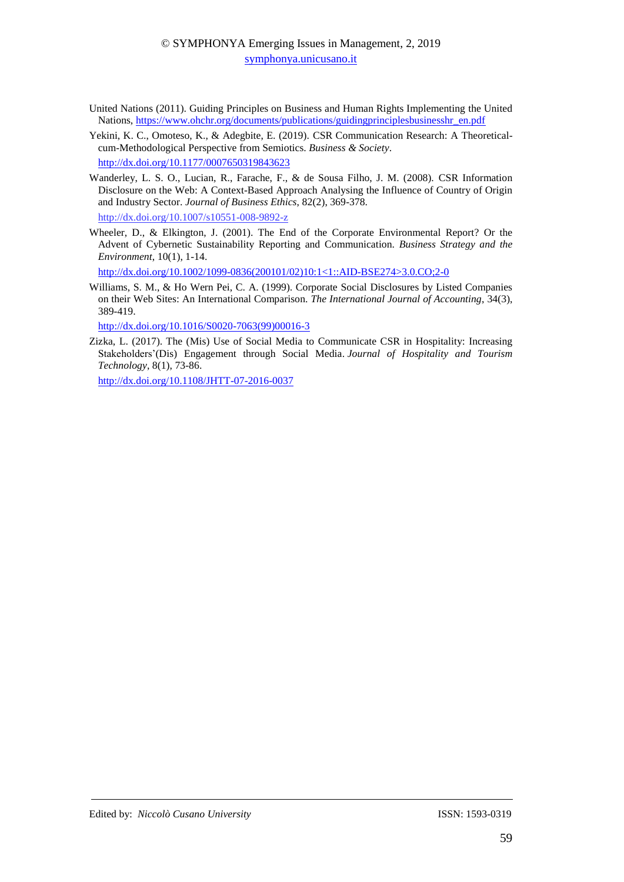United Nations (2011). Guiding Principles on Business and Human Rights Implementing the United Nations, https://www.ohchr.org/documents/publications/guidingprinciplesbusinesshr_en.pdf

Yekini, K. C., Omoteso, K., & Adegbite, E. (2019). CSR Communication Research: A Theoretical-cum-Methodological Perspective from Semiotics. *Business & Society*. http://dx.doi.org/10.1177/0007650319843623

Wanderley, L. S. O., Lucian, R., Farache, F., & de Sousa Filho, J. M. (2008). CSR Information Disclosure on the Web: A Context-Based Approach Analysing the Influence of Country of Origin and Industry Sector. *Journal of Business Ethics*, 82(2), 369-378. http://dx.doi.org/10.1007/s10551-008-9892-z

Wheeler, D., & Elkington, J. (2001). The End of the Corporate Environmental Report? Or the Advent of Cybernetic Sustainability Reporting and Communication. *Business Strategy and the Environment*, 10(1), 1-14. http://dx.doi.org/10.1002/1099-0836(200101/02)10:1<1::AID-BSE274>3.0.CO;2-0

Williams, S. M., & Ho Wern Pei, C. A. (1999). Corporate Social Disclosures by Listed Companies on their Web Sites: An International Comparison. *The International Journal of Accounting*, 34(3), 389-419. http://dx.doi.org/10.1016/S0020-7063(99)00016-3

Zizka, L. (2017). The (Mis) Use of Social Media to Communicate CSR in Hospitality: Increasing Stakeholders'(Dis) Engagement through Social Media. *Journal of Hospitality and Tourism Technology*, 8(1), 73-86. http://dx.doi.org/10.1108/JHTT-07-2016-0037